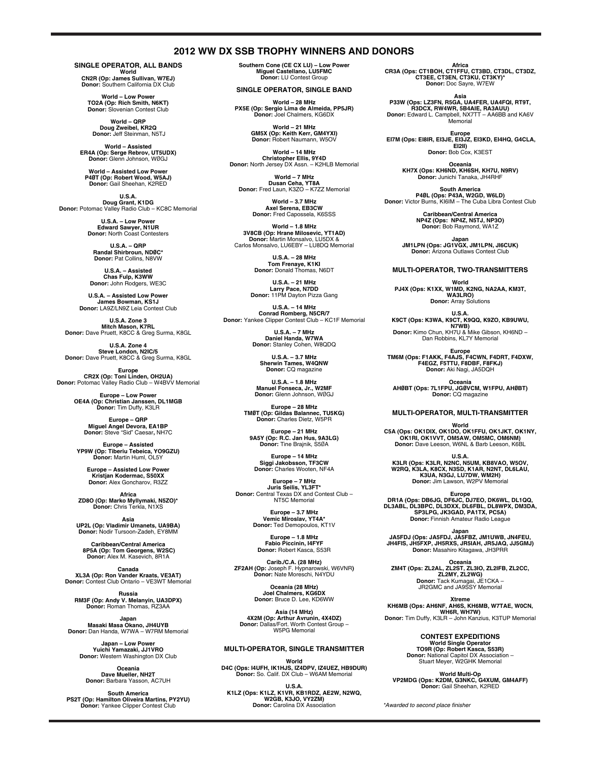# 2012 WW DX SSB TROPHY WINNERS AND DONORS

## SINGLE OPERATOR, ALL BANDS

**World**
**CN2R (Op: James Sullivan, W7EJ)**
**Donor:** Southern California DX Club

**World – Low Power**
**TO2A (Op: Rich Smith, N6KT)**
**Donor:** Slovenian Contest Club

**World – QRP**
**Doug Zweibel, KR2Q**
**Donor:** Jeff Steinman, N5TJ

**World – Assisted**
**ER4A (Op: Serge Rebrov, UT5UDX)**
**Donor:** Glenn Johnson, WØGJ

**World – Assisted Low Power**
**P4ØT (Op: Robert Wood, W5AJ)**
**Donor:** Gail Sheehan, K2RED

**U.S.A.**
**Doug Grant, K1DG**
**Donor:** Potomac Valley Radio Club – KC8C Memorial

**U.S.A. – Low Power**
**Edward Sawyer, N1UR**
**Donor:** North Coast Contesters

**U.S.A. – QRP**
**Randal Shirbroun, NDØC***
**Donor:** Pat Collins, N8VW

**U.S.A. – Assisted**
**Chas Fulp, K3WW**
**Donor:** John Rodgers, WE3C

**U.S.A. – Assisted Low Power**
**James Bowman, KS1J**
**Donor:** LA9Z/LN9Z Leia Contest Club

**U.S.A. Zone 3**
**Mitch Mason, K7RL**
**Donor:** Dave Pruett, K8CC & Greg Surma, K8GL

**U.S.A. Zone 4**
**Steve London, N2IC/5**
**Donor:** Dave Pruett, K8CC & Greg Surma, K8GL

**Europe**
**CR2X (Op: Toni Linden, OH2UA)**
**Donor:** Potomac Valley Radio Club – W4BVV Memorial

**Europe – Low Power**
**OE4A (Op: Christian Janssen, DL1MGB**
**Donor:** Tim Duffy, K3LR

**Europe – QRP**
**Miguel Angel Devora, EA1BP**
**Donor:** Steve "Sid" Caesar, NH7C

**Europe – Assisted**
**YP9W (Op: Tiberiu Tebeica, YO9GZU)**
**Donor:** Martin Huml, OL5Y

**Europe – Assisted Low Power**
**Kristjan Kodermac, S50XX**
**Donor:** Alex Goncharov, R3ZZ

**Africa**
**ZD8O (Op: Marko Myllymaki, N5ZO)***
**Donor:** Chris Terkla, N1XS

**Asia**
**UP2L (Op: Vladimir Umanets, UA9BA)**
**Donor:** Nodir Tursoon-Zadeh, EY8MM

**Caribbean/Central America**
**8P5A (Op: Tom Georgens, W2SC)**
**Donor:** Alex M. Kasevich, 8R1A

**Canada**
**XL3A (Op: Ron Vander Kraats, VE3AT)**
**Donor:** Contest Club Ontario – VE3WT Memorial

**Russia**
**RM3F (Op: Andy V. Melanyin, UA3DPX)**
**Donor:** Roman Thomas, RZ3AA

**Japan**
**Masaki Masa Okano, JH4UYB**
**Donor:** Dan Handa, W7WA – W7RM Memorial

**Japan – Low Power**
**Yuichi Yamazaki, JJ1VRO**
**Donor:** Western Washington DX Club

**Oceania**
**Dave Mueller, NH2T**
**Donor:** Barbara Yasson, AC7UH

**South America**
**PS2T (Op: Hamilton Oliveira Martins, PY2YU)**
**Donor:** Yankee Clipper Contest Club

**Southern Cone (CE CX LU) – Low Power**
**Miguel Castellano, LU5FMC**
**Donor:** LU Contest Group

## SINGLE OPERATOR, SINGLE BAND

**World – 28 MHz**
**PX5E (Op: Sergio Lima de Almeida, PP5JR)**
**Donor:** Joel Chalmers, KG6DX

**World – 21 MHz**
**GM5X (Op: Keith Kerr, GM4YXI)**
**Donor:** Robert Naumann, W5OV

**World – 14 MHz**
**Christopher Ellis, 9Y4D**
**Donor:** North Jersey DX Assn. – K2HLB Memorial

**World – 7 MHz**
**Dusan Ceha, YT8A**
**Donor:** Fred Laun, K3ZO – K7ZZ Memorial

**World – 3.7 MHz**
**Axel Serena, EB3CW**
**Donor:** Fred Capossela, K6SSS

**World – 1.8 MHz**
**3V8CB (Op: Hrane Milosevic, YT1AD)**
**Donor:** Martin Monsalvo, LU5DX & Carlos Monsalvo, LU6EBY – LU8DQ Memorial

**U.S.A. – 28 MHz**
**Tom Frenaye, K1KI**
**Donor:** Donald Thomas, N6DT

**U.S.A. – 21 MHz**
**Larry Pace, N7DD**
**Donor:** 11PM Dayton Pizza Gang

**U.S.A. – 14 MHz**
**Conrad Romberg, N5CR/7**
**Donor:** Yankee Clipper Contest Club – KC1F Memorial

**U.S.A. – 7 MHz**
**Daniel Handa, W7WA**
**Donor:** Stanley Cohen, W8QDQ

**U.S.A. – 3.7 MHz**
**Sherwin Tames, W4QNW**
**Donor:** CQ magazine

**U.S.A. – 1.8 MHz**
**Manuel Fonseca, Jr., W2MF**
**Donor:** Glenn Johnson, WØGJ

**Europe – 28 MHz**
**TMØT (Op: Gildas Balannec, TU5KG)**
**Donor:** Charles Dietz, W5PR

**Europe – 21 MHz**
**9A5Y (Op: R.C. Jan Hus, 9A3LG)**
**Donor:** Tine Brajnik, S5ØA

**Europe – 14 MHz**
**Siggi Jakobsson, TF3CW**
**Donor:** Charles Wooten, NF4A

**Europe – 7 MHz**
**Juris Seilis, YL3FT***
**Donor:** Central Texas DX and Contest Club – NT5C Memorial

**Europe – 3.7 MHz**
**Vemic Miroslav, YT4A***
**Donor:** Ted Demopoulos, KT1V

**Europe – 1.8 MHz**
**Fabio Piccinin, I4FYF**
**Donor:** Robert Kasca, S53R

**Carib./C.A. (28 MHz)**
**ZF2AH (Op: Joseph F. Hypnarowski, W6VNR)**
**Donor:** Nate Moreschi, N4YDU

**Oceania (28 MHz)**
**Joel Chalmers, KG6DX**
**Donor:** Bruce D. Lee, KD6WW

**Asia (14 MHz)**
**4X2M (Op: Arthur Avrunin, 4X4DZ)**
**Donor:** Dallas/Fort. Worth Contest Group – W5PG Memorial

## MULTI-OPERATOR, SINGLE TRANSMITTER

**World**
**D4C (Ops: I4UFH, IK1HJS, IZ4DPV, IZ4UEZ, HB9DUR)**
**Donor:** So. Calif. DX Club – W6AM Memorial

**U.S.A.**
**K1LZ (Ops: K1LZ, K1VR, KB1RDZ, AE2W, N2WQ, W2GB, K3JO, VY2ZM)**
**Donor:** Carolina DX Association

**Africa**
**CR3A (Ops: CT1BOH, CT1FFU, CT3BD, CT3DL, CT3DZ, CT3EE, CT3EN, CT3KU, CT3KY)***
**Donor:** Doc Sayre, W7EW

**Asia**
**P33W (Ops: LZ3FN, R5GA, UA4FER, UA4FQI, RT9T, R3DCX, RW4WR, 5B4AIE, RA3AUU)**
**Donor:** Edward L. Campbell, NX7TT – AA6BB and KA6V Memorial

**Europe**
**EI7M (Ops: EI8IR, EI3JE, EI3JZ, EI3KD, EI4HQ, G4CLA, EI2II)**
**Donor:** Bob Cox, K3EST

**Oceania**
**KH7X (Ops: KH6ND, KH6SH, KH7U, N9RV)**
**Donor:** Junichi Tanaka, JH4RHF

**South America**
**P4ØL (Ops: P43A, W2GD, W6LD)**
**Donor:** Victor Burns, KI6IM – The Cuba Libra Contest Club

**Caribbean/Central America**
**NP4Z (Ops: NP4Z, N5TJ, NP3O)**
**Donor:** Bob Raymond, WA1Z

**Japan**
**JM1LPN (Ops: JG1VGX, JM1LPN, JI6CUK)**
**Donor:** Arizona Outlaws Contest Club

## MULTI-OPERATOR, TWO-TRANSMITTERS

**World**
**PJ4X (Ops: K1XX, W1MD, K2NG, NA2AA, KM3T, WA3LRO)**
**Donor:** Array Solutions

**U.S.A.**
**K9CT (Ops: K3WA, K9CT, K9QQ, K9ZO, KB9UWU, N7WB)**
**Donor:** Kimo Chun, KH7U & Mike Gibson, KH6ND – Dan Robbins, KL7Y Memorial

**Europe**
**TM6M (Ops: F1AKK, F4AJS, F4CWN, F4DRT, F4DXW, F4EGZ, F5TTU, F8DBF, F8FKJ)**
**Donor:** Aki Nagi, JA5DQH

**Oceania**
**AHØBT (Ops: 7L1FPU, JGØVCM, W1FPU, AHØBT)**
**Donor:** CQ magazine

## MULTI-OPERATOR, MULTI-TRANSMITTER

**World**
**C5A (Ops: OK1DIX, OK1DO, OK1FFU, OK1JKT, OK1NY, OK1RI, OK1VVT, OM5AW, OM5MC, OM6NM)**
**Donor:** Dave Leeson, W6NL & Barb Leeson, K6BL

**U.S.A.**
**K3LR (Ops: K3LR, N2NC, N5UM, KB8VAO, W5OV, W2RQ, K3LA, K8CX, N3SD, K1AR, N2NT, DL6LAU, K3UA, N3GJ, LU7DW, WM2H)**
**Donor:** Jim Lawson, W2PV Memorial

**Europe**
**DR1A (Ops: DB6JG, DF6JC, DJ7EO, DK6WL, DL1QQ, DL3ABL, DL3BPC, DL3DXX, DL6FBL, DL8WPX, DM3DA, SP3LPG, JK3GAD, PA1TX, PC5A)**
**Donor:** Finnish Amateur Radio League

**Japan**
**JA5FDJ (Ops: JA5FDJ, JA5FBZ, JM1UWB, JN4FEU, JH4FIS, JH5FXP, JH5RXS, JR5IAH, JR5JAQ, JJ5GMJ)**
**Donor:** Masahiro Kitagawa, JH3PRR

**Oceania**
**ZM4T (Ops: ZL2AL, ZL2ST, ZL3IO, ZL2IFB, ZL2CC, ZL2MY, ZL2WG)**
**Donor:** Tack Kumagai, JE1CKA – JR2GMC and JA9SSY Memorial

**Xtreme**
**KH6MB (Ops: AH6NF, AH6S, KH6MB, W7TAE, W0CN, WH6R, WH7W)**
**Donor:** Tim Duffy, K3LR – John Kanzius, K3TUP Memorial

## CONTEST EXPEDITIONS

**World Single Operator**
**TO9R (Op: Robert Kasca, S53R)**
**Donor:** National Capitol DX Association – Stuart Meyer, W2GHK Memorial

**World Multi-Op**
**VP2MDG (Ops: K2DM, G3NKC, G4XUM, GM4AFF)**
**Donor:** Gail Sheehan, K2RED

*\*Awarded to second place finisher*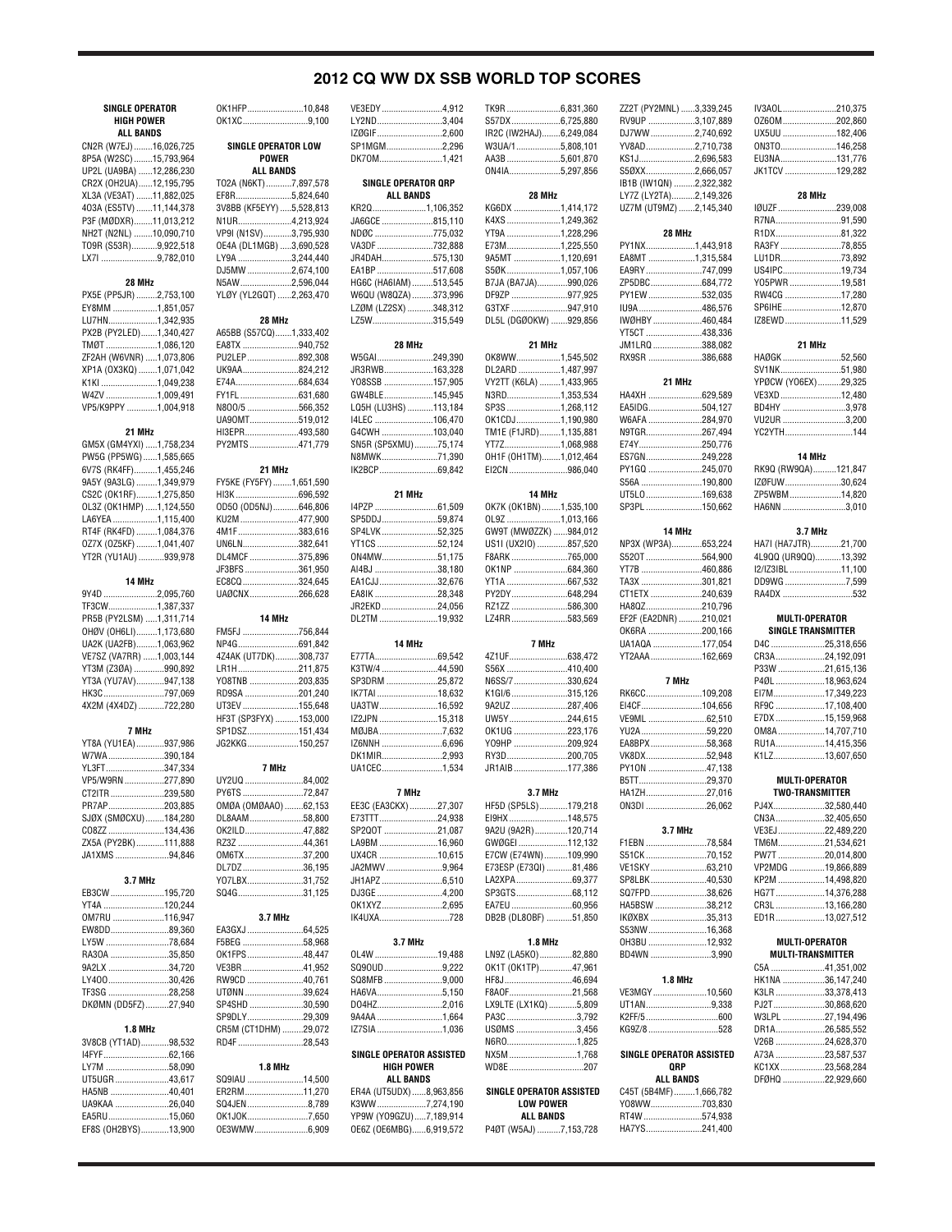# 2012 CQ WW DX SSB WORLD TOP SCORES

### SINGLE OPERATOR HIGH POWER ALL BANDS

CN2R (W7EJ) ........16,026,725
8P5A (W2SC) ........15,793,964
UP2L (UA9BA) ......12,286,230
CR2X (OH2UA)......12,195,795
XL3A (VE3AT) .......11,882,025
4O3A (ES5TV) .......11,144,378
P3F (MØDXR)........11,013,212
NH2T (N2NL) ........10,090,710
TO9R (S53R)...........9,922,518
LX7I ........................9,782,010

#### 28 MHz

PX5E (PP5JR) .........2,753,100
EY8MM ...................1,851,057
LU7HN.....................1,342,935
PX2B (PY2LED).......1,340,427
TMØT ......................1,086,120
ZF2AH (W6VNR) .....1,073,806
XP1A (OX3KQ) ........1,071,042
K1KI .........................1,049,238
W4ZV .......................1,009,491
VP5/K9PPY .............1,004,918

#### 21 MHz

GM5X (GM4YXI) .....1,758,234
PW5G (PP5WG) ......1,585,665
6V7S (RK4FF)..........1,455,246
9A5Y (9A3LG) .........1,349,979
CS2C (OK1RF).........1,275,850
OL3Z (OK1HMP) .....1,124,550
LA6YEA ...................1,115,400
RT4F (RK4FD) .........1,084,376
OZ7X (OZ5KF) .........1,041,407
YT2R (YU1AU) ...........939,978

#### 14 MHz

9Y4D .......................2,095,760
TF3CW.....................1,387,337
PR5B (PY2LSM) .....1,311,714
OHØV (OH6LI).........1,173,680
UA2K (UA2FB).........1,063,962
VE7SZ (VA7RR) ......1,003,144
YT3M (Z3ØA) .............990,892
YT3A (YU7AV)............947,138
HK3C.........................797,069
4X2M (4X4DZ) ...........722,280

#### 7 MHz

YT8A (YU1EA) ............937,986
W7WA ........................390,184
YL3FT.........................347,334
VP5/W9RN ................277,890
CT2ITR .......................239,580
PR7AP.........................203,885
SJØX (SMØCXU) ........184,280
CO8ZZ ........................134,436
ZX5A (PY2BK) ............111,888
JA1XMS ........................94,846

#### 3.7 MHz

EB3CW .......................195,720
YT4A ..........................120,244
OM7RU ......................116,947
EW8DD.........................89,360
LY5W ...........................78,684
RA3OA .........................35,850
9A2LX ..........................34,720
LY4OO..........................30,426
TF3SG ..........................28,258
DKØMN (DD5FZ) ..........27,940

#### 1.8 MHz

3V8CB (YT1AD)............98,532
I4FYF............................62,166
LY7M ...........................58,090
UT5UGR .......................43,617
HA5NB .........................40,401
UA9KAA .......................26,040
EA5RU..........................15,060
EF8S (OH2BYS)............13,900
OK1HFP........................10,848
OK1XC............................9,100

### SINGLE OPERATOR LOW POWER ALL BANDS

TO2A (N6KT) ...........7,897,578
EF8R........................5,824,640
3V8BB (KF5EYY) .....5,528,813
N1UR.......................4,213,924
VP9I (N1SV)............3,795,930
OE4A (DL1MGB) .....3,690,528
LY9A .......................3,244,440
DJ5MW ...................2,674,100
N5AW......................2,596,044
YLØY (YL2GQT) ......2,263,470

#### 28 MHz

A65BB (S57CQ).......1,333,402
EA8TX .......................940,752
PU2LEP......................892,308
UK9AA........................824,212
E74A...........................684,634
FY1FL .........................631,680
N8OO/5 ......................566,352
UA9OMT......................519,012
HI3EPR.......................493,580
PY2MTS .....................471,779

#### 21 MHz

FY5KE (FY5FY) ........1,651,590
HI3K ...........................696,592
OD5O (OD5NJ)...........646,806
KU2M .........................477,900
4M1F..........................383,616
UN6LN........................382,641
DL4MCF .....................375,896
JF3BFS .......................361,950
EC8CQ ........................324,645
UAØCNX.....................266,628

#### 14 MHz

FM5FJ ........................756,844
NP4G..........................691,842
4Z4AK (UT7DK)..........308,737
LR1H ..........................211,875
YO8TNB .....................203,835
RD9SA ........................201,240
UT3EV ........................155,648
HF3T (SP3FYX) ..........153,000
SP1DSZ......................151,434
JG2KKG......................150,257

#### 7 MHz

UY2UQ .........................84,002
PY6TS ..........................72,847
OMØA (OMØAAO) ........62,153
DL8AAM.......................58,800
OK2ILD.........................47,882
RZ3Z ...........................44,361
OM6TX.........................37,200
DL7DZ..........................36,195
YO7LBX........................31,752
SQ4G............................31,125

#### 3.7 MHz

EA3GXJ ........................64,525
F5BEG ..........................58,968
OK1FPS........................48,447
VE3BR ..........................41,952
RW9CD ........................40,761
UTØNN .........................39,624
SP4SHD .......................30,590
SP9DLY........................29,309
CR5M (CT1DHM) ..........29,072
RD4F ............................28,543

#### 1.8 MHz

SQ9IAU ........................14,500
ER2RM.........................11,270
SQ4JEN..........................8,789
OK1JOK..........................7,650
OE3WMW.......................6,909
VE3EDY ..........................4,912
LY2ND.............................3,404
IZØGIF............................2,600
SP1MGM.........................2,296
DK7OM............................1,421

### SINGLE OPERATOR QRP ALL BANDS

KR2Q.......................1,106,352
JA6GCE ......................815,110
NDØC .........................775,032
VA3DF ........................732,888
EA1BP ........................517,608
HG6C (HA6IAM) .........513,545
W6QU (W8QZA) .........373,996
LZØM (LZ2SX) ...........348,312
LZ5W..........................315,549

#### 28 MHz

W5GAI........................249,390
JR3RWB......................163,328
YO8SSB .....................157,905
GW4BLE.....................145,945
LQ5H (LU3HS) ...........113,184
I4LEC .........................106,470
G4CWH ......................103,040
SN5R (SP5XMU) ..........75,174
N8MWK........................71,390
IK2BCP........................69,842

#### 21 MHz

I4PZP ...........................61,509
SP5DDJ........................59,874
SP4LVK........................52,325
YT1CS ..........................52,124
ON4MW........................51,175
AI4BJ ...........................38,180
EA1CJJ.........................32,676
EA8IK ..........................28,348
JR2EKD ........................24,056
DL2TM .........................19,932

#### 14 MHz

E77TA...........................69,542
K3TW/4 ........................44,590
SP3DRM ......................25,872
IK7TAI .........................18,632
UA3TW.........................16,592
IZ2JPN .........................15,318
MØJBA...........................7,632
IZ6NNH .........................6,696
DK1MIR..........................2,993
UA1CEC.........................1,534

#### 7 MHz

EE3C (EA3CKX) ............27,307
E73TTT.........................24,938
SP2QOT .......................21,087
LA9BM .........................16,960
UX4CR .........................10,615
JA2MWV ........................9,964
JH1APZ ..........................6,510
DJ3GE ............................4,200
OK1XYZ..........................2,695
IK4UXA..............................728

#### 3.7 MHz

OL4W ...........................19,488
SQ9OUD ........................9,222
SQ8MFB ........................9,000
HA6VA............................5,150
DO4HZ...........................2,016
9A4AA ...........................1,664
IZ7SIA ...........................1,036

### SINGLE OPERATOR ASSISTED HIGH POWER ALL BANDS

ER4A (UT5UDX) .......8,963,856
K3WW ....................7,274,190
YP9W (YO9GZU).....7,189,914
OE6Z (OE6MBG)......6,919,572
TK9R .......................6,831,360
S57DX.....................6,725,880
IR2C (IW2HAJ)........6,249,084
W3UA/1 ..................5,808,101
AA3B ......................5,601,870
ON4IA......................5,297,856

#### 28 MHz

KG6DX ....................1,414,172
K4XS .......................1,249,362
YT9A .......................1,228,296
E73M.......................1,225,550
9A5MT ....................1,120,691
S5ØK.......................1,057,106
B7JA (BA7JA)............990,026
DF9ZP ........................977,925
G3TXF ........................947,910
DL5L (DGØOKW) .......929,856

#### 21 MHz

OK8WW...................1,545,502
DL2ARD ..................1,487,997
VY2TT (K6LA) .........1,433,965
N3RD.......................1,353,534
SP3S .......................1,268,112
OK1CDJ...................1,190,980
TM1E (F1JRD).........1,135,881
YT7Z........................1,068,988
OH1F (OH1TM)........1,012,464
EI2CN ........................986,040

#### 14 MHz

OK7K (OK1BN) .........1,535,100
OL9Z .......................1,013,166
GW9T (MWØZZK) ......984,012
US1I (UX2IO) .............857,520
F8ARK .......................765,000
OK1NP .......................684,360
YT1A ..........................667,532
PY2DY........................648,294
RZ1ZZ ........................586,300
LZ4RR ........................583,569

#### 7 MHz

4Z1UF.........................638,472
S56X ..........................410,400
N6SS/7.......................330,624
K1GI/6 ........................315,126
9A2UZ ........................287,406
UW5Y..........................244,615
OK1UG .......................223,176
YO9HP .......................209,924
RY3D...........................200,705
JR1AIB .......................177,386

#### 3.7 MHz

HF5D (SP5LS) ............179,218
EI9HX.........................148,575
9A2U (9A2R)..............120,714
GWØGEI .....................112,132
E7CW (E74WN) ..........109,990
E73ESP (E73QI) ..........81,486
LA2XPA........................69,377
SP3GTS........................68,112
EA7EU .........................60,956
DB2B (DL8OBF) ...........51,850

#### 1.8 MHz

LN9Z (LA5KO) ..............82,880
OK1T (OK1TP)..............47,961
HF8J .............................46,694
F8AOF..........................21,568
LX9LTE (LX1KQ) ............5,809
PA3C .............................3,792
USØMS ..........................3,456
N6RO.............................1,825
NX5M ............................1,768
WD8E ...............................207

### SINGLE OPERATOR ASSISTED LOW POWER ALL BANDS

P4ØT (W5AJ) ...........7,153,728
ZZ2T (PY2MNL) ......3,339,245
RV9UP ....................3,107,889
DJ7WW ...................2,740,692
YV8AD.....................2,710,738
KS1J........................2,696,583
S5ØXX.....................2,666,057
IB1B (IW1QN) .........2,322,382
LY7Z (LY2TA)..........2,149,326
UZ7M (UT9MZ) .......2,145,340

#### 28 MHz

PY1NX.....................1,443,918
EA8MT ....................1,315,584
EA9RY ........................747,099
ZP5DBC......................684,772
PY1EW .......................532,035
IU9A ...........................486,576
IWØHBY .....................460,484
YT5CT ........................438,336
JM1LRQ .....................388,082
RX9SR ........................386,688

#### 21 MHz

HA4XH .......................629,589
EA5IDG.......................504,127
W6AFA .......................284,970
N9TGR........................267,494
E74Y...........................250,776
ES7GN........................249,228
PY1GQ .......................245,070
S56A ..........................190,800
UT5LO ........................169,638
SP3PL.........................150,662

#### 14 MHz

NP3X (WP3A).............653,224
S520T ........................564,900
YT7B ..........................460,886
TA3X ..........................301,821
CT1ETX ......................240,639
HA8QZ........................210,796
EF2F (EA2DNR) ..........210,021
OK6RA .......................200,166
UA1AQA .....................177,054
YT2AAA ......................162,669

#### 7 MHz

RK6CC........................109,208
EI4CF..........................104,656
VE9ML .........................62,510
YU2A ...........................59,220
EA8BPX .......................58,368
VK8DX..........................52,948
PY1ON .........................47,138
B5TT.............................29,370
HA1ZH..........................27,016
ON3DI ..........................26,062

#### 3.7 MHz

F1EBN ..........................78,584
S51CK ..........................70,152
VE1SKY ........................63,210
SP8LBK.........................40,530
SQ7FPD........................38,626
HA5BSW ......................38,212
IKØXBX ........................35,313
S53NW..........................16,368
OH3BU .........................12,932
BD4WN ..........................3,990

#### 1.8 MHz

VE3MGY ......................10,560
UT1AN............................9,338
K2FF/5 ..............................600
KG9Z/8 ..............................528

### SINGLE OPERATOR ASSISTED QRP ALL BANDS

C45T (5B4MF).........1,666,782
YO8WW......................703,830
RT4W ........................574,938
HA7YS........................241,400
IV3AOL.......................210,375
OZ6OM.......................202,860
UX5UU .......................182,406
ON3TO........................146,258
EU3NA........................131,776
JK1TCV .....................129,282

#### 28 MHz

IØUZF .........................239,008
R7NA............................91,590
R1DX............................81,322
RA3FY ..........................78,855
LU1DR..........................73,892
US4IPC.........................19,734
YO5PWR ......................19,581
RW4CG ........................17,280
SP6IHE.........................12,870
IZ8EWD .......................11,529

#### 21 MHz

HAØGK ........................52,560
SV1NK..........................51,980
YPØCW (YO6EX)..........29,325
VE3XD .........................12,480
BD4HY ...........................3,978
VU2UR ...........................3,200
YC2YTH.............................144

#### 14 MHz

RK9Q (RW9QA)..........121,847
IZØFUW.......................30,624
ZP5WBM......................14,820
HA6NN ..........................3,010

#### 3.7 MHz

HA7I (HA7JTR).............21,700
4L9QQ (UR9QQ)...........13,392
I2/IZ3IBL ......................11,100
DD9WG ..........................7,599
RA4DX ..............................532

### MULTI-OPERATOR SINGLE TRANSMITTER

D4C .......................25,318,656
CR3A .....................24,192,091
P33W .....................21,615,136
P4ØL .....................18,963,624
EI7M......................17,349,223
RF9C .....................17,108,400
E7DX .....................15,159,968
OM8A ....................14,707,710
RU1A......................14,415,356
K1LZ......................13,607,650

### MULTI-OPERATOR TWO-TRANSMITTER

PJ4X......................32,580,440
CN3A .....................32,405,650
VE3EJ ....................22,489,220
TM6M.....................21,534,621
PW7T .....................20,014,800
VP2MDG ...............19,866,889
KP2M ....................14,498,820
HG7T......................14,376,278
CR3L ......................13,166,280
ED1R......................13,027,512

### MULTI-OPERATOR MULTI-TRANSMITTER

C5A .......................41,351,002
HK1NA ..................36,147,240
K3LR .....................33,378,413
PJ2T.......................30,868,620
W3LPL ..................27,194,496
DR1A......................26,585,552
V26B ......................24,628,370
A73A ......................23,587,537
KC1XX ...................23,568,284
DFØHQ ..................22,929,660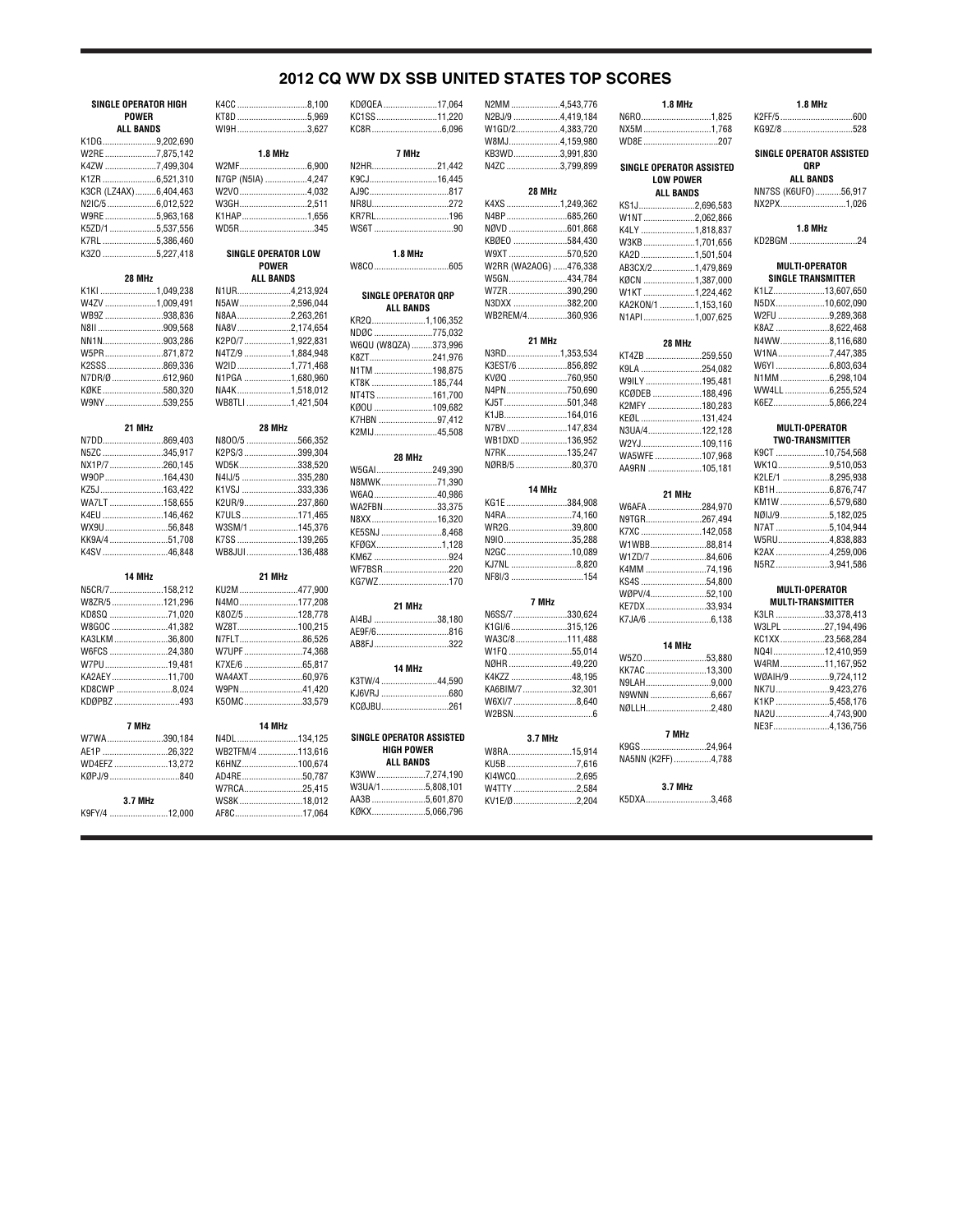# 2012 CQ WW DX SSB UNITED STATES TOP SCORES

### SINGLE OPERATOR HIGH POWER

**ALL BANDS**

| Call | Score |
|---|---|
| K1DG | 9,202,690 |
| W2RE | 7,875,142 |
| K4ZW | 7,499,304 |
| K1ZR | 6,521,310 |
| K3CR (LZ4AX) | 6,404,463 |
| N2IC/5 | 6,012,522 |
| W9RE | 5,963,168 |
| K5ZD/1 | 5,537,556 |
| K7RL | 5,386,460 |
| K3ZO | 5,227,418 |

**28 MHz**

| Call | Score |
|---|---|
| K1KI | 1,049,238 |
| W4ZV | 1,009,491 |
| WB9Z | 938,836 |
| N8II | 909,568 |
| NN1N | 903,286 |
| W5PR | 871,872 |
| K2SSS | 869,336 |
| N7DR/Ø | 612,960 |
| KØKE | 580,320 |
| W9NY | 539,255 |

**21 MHz**

| Call | Score |
|---|---|
| N7DD | 869,403 |
| N5ZC | 345,917 |
| NX1P/7 | 260,145 |
| W9OP | 164,430 |
| KZ5J | 163,422 |
| WA7LT | 158,655 |
| K4EU | 146,462 |
| WX9U | 56,848 |
| KK9A/4 | 51,708 |
| K4SV | 46,848 |

**14 MHz**

| Call | Score |
|---|---|
| N5CR/7 | 158,212 |
| W8ZR/5 | 121,296 |
| KD8SQ | 71,020 |
| W8GOC | 41,382 |
| KA3LKM | 36,800 |
| W6FCS | 24,380 |
| W7PU | 19,481 |
| KA2AEY | 11,700 |
| KD8CWP | 8,024 |
| KDØPBZ | 493 |

**7 MHz**

| Call | Score |
|---|---|
| W7WA | 390,184 |
| AE1P | 26,322 |
| WD4EFZ | 13,272 |
| KØPJ/9 | 840 |

**3.7 MHz**

| Call | Score |
|---|---|
| K9FY/4 | 12,000 |
| K4CC | 8,100 |
| KT8D | 5,969 |
| WI9H | 3,627 |

**1.8 MHz**

| Call | Score |
|---|---|
| W2MF | 6,900 |
| N7GP (N5IA) | 4,247 |
| W2VO | 4,032 |
| W3GH | 2,511 |
| K1HAP | 1,656 |
| WD5R | 345 |

### SINGLE OPERATOR LOW POWER

**ALL BANDS**

| Call | Score |
|---|---|
| N1UR | 4,213,924 |
| N5AW | 2,596,044 |
| N8AA | 2,263,261 |
| NA8V | 2,174,654 |
| K2PO/7 | 1,922,831 |
| N4TZ/9 | 1,884,948 |
| W2ID | 1,771,468 |
| N1PGA | 1,680,960 |
| NA4K | 1,518,012 |
| WB8TLI | 1,421,504 |

**28 MHz**

| Call | Score |
|---|---|
| N8OO/5 | 566,352 |
| K2PS/3 | 399,304 |
| WD5K | 338,520 |
| N4IJ/5 | 335,280 |
| K1VSJ | 333,336 |
| K2UR/9 | 237,860 |
| K7ULS | 171,465 |
| W3SM/1 | 145,376 |
| K7SS | 139,265 |
| WB8JUI | 136,488 |

**21 MHz**

| Call | Score |
|---|---|
| KU2M | 477,900 |
| N4MO | 177,208 |
| K8OZ/5 | 128,778 |
| WZ8T | 100,215 |
| N7FLT | 86,526 |
| K7XE/6 | 65,817 |
| WA4AXT | 60,976 |
| W9PN | 41,420 |
| K5OMC | 33,579 |

**14 MHz**

| Call | Score |
|---|---|
| N4DL | 134,125 |
| WB2TFM/4 | 113,616 |
| K6HNZ | 100,674 |
| AD4RE | 50,787 |
| W7RCA | 25,415 |
| WS8K | 18,012 |
| AF8C | 17,064 |
| KDØQEA | 17,064 |
| KC1SS | 11,220 |
| KC8R | 6,096 |

**7 MHz**

| Call | Score |
|---|---|
| N2HR | 21,442 |
| K9CJ | 16,445 |
| AJ9C | 817 |
| NR8U | 272 |
| KR7RL | 196 |
| WS6T | 90 |

**1.8 MHz**

| Call | Score |
|---|---|
| W8CO | 605 |

### SINGLE OPERATOR QRP

**ALL BANDS**

| Call | Score |
|---|---|
| KR2Q | 1,106,352 |
| NDØC | 775,032 |
| W6QU (W8QZA) | 373,996 |
| K8ZT | 241,976 |
| N1TM | 198,875 |
| KT8K | 185,744 |
| NT4TS | 161,700 |
| KØOU | 109,682 |
| K7HBN | 97,412 |
| K2MIJ | 45,508 |

**28 MHz**

| Call | Score |
|---|---|
| W5GAI | 249,390 |
| N8MWK | 71,390 |
| W6AQ | 40,986 |
| WA2FBN | 33,375 |
| N8XX | 16,320 |
| KE5SNJ | 8,468 |
| KFØGX | 1,128 |
| KM6Z | 924 |
| WF7BSR | 220 |
| KG7WZ | 170 |

**21 MHz**

| Call | Score |
|---|---|
| AI4BJ | 38,180 |
| AE9F/6 | 816 |
| AB8FJ | 322 |

**14 MHz**

| Call | Score |
|---|---|
| K3TW/4 | 44,590 |
| KJ6VRJ | 680 |
| KCØJBU | 261 |

### SINGLE OPERATOR ASSISTED HIGH POWER

**ALL BANDS**

| Call | Score |
|---|---|
| K3WW | 7,274,190 |
| W3UA/1 | 5,808,101 |
| AA3B | 5,601,870 |
| KØKX | 5,066,796 |
| N2MM | 4,543,776 |
| N2BJ/9 | 4,419,184 |
| W1GD/2 | 4,383,720 |
| W8MJ | 4,159,980 |
| KB3WD | 3,991,830 |
| N4ZC | 3,799,899 |

**28 MHz**

| Call | Score |
|---|---|
| K4XS | 1,249,362 |
| N4BP | 685,260 |
| NØVD | 601,868 |
| KBØEO | 584,430 |
| W9XT | 570,520 |
| W2RR (WA2AOG) | 476,338 |
| W5GN | 434,784 |
| W7ZR | 390,290 |
| N3DXX | 382,200 |
| WB2REM/4 | 360,936 |

**21 MHz**

| Call | Score |
|---|---|
| N3RD | 1,353,534 |
| K3EST/6 | 856,892 |
| KVØQ | 760,950 |
| N4PN | 750,690 |
| KJ5T | 501,348 |
| K1JB | 164,016 |
| N7BV | 147,834 |
| WB1DXD | 136,952 |
| N7RK | 135,247 |
| NØRB/5 | 80,370 |

**14 MHz**

| Call | Score |
|---|---|
| KG1E | 384,908 |
| N4RA | 74,160 |
| WR2G | 39,800 |
| N9IO | 35,288 |
| N2GC | 10,089 |
| KJ7NL | 8,820 |
| NF8I/3 | 154 |

**7 MHz**

| Call | Score |
|---|---|
| N6SS/7 | 330,624 |
| K1GI/6 | 315,126 |
| WA3C/8 | 111,488 |
| W1FQ | 55,014 |
| NØHR | 49,220 |
| K4KZZ | 48,195 |
| KA6BIM/7 | 32,301 |
| W6XI/7 | 8,640 |
| W2BSN | 6 |

**3.7 MHz**

| Call | Score |
|---|---|
| W8RA | 15,914 |
| KU5B | 7,616 |
| KI4WCQ | 2,695 |
| W4TTY | 2,584 |
| KV1E/Ø | 2,204 |

**1.8 MHz**

| Call | Score |
|---|---|
| N6RO | 1,825 |
| NX5M | 1,768 |
| WD8E | 207 |

### SINGLE OPERATOR ASSISTED LOW POWER

**ALL BANDS**

| Call | Score |
|---|---|
| KS1J | 2,696,583 |
| W1NT | 2,062,866 |
| K4LY | 1,818,837 |
| W3KB | 1,701,656 |
| KA2D | 1,501,504 |
| AB3CX/2 | 1,479,869 |
| KØCN | 1,387,000 |
| W1KT | 1,224,462 |
| KA2KON/1 | 1,153,160 |
| N1API | 1,007,625 |

**28 MHz**

| Call | Score |
|---|---|
| KT4ZB | 259,550 |
| K9LA | 254,082 |
| W9ILY | 195,481 |
| KCØDEB | 188,496 |
| K2MFY | 180,283 |
| KEØL | 131,424 |
| N3UA/4 | 122,128 |
| W2YJ | 109,116 |
| WA5WFE | 107,968 |
| AA9RN | 105,181 |

**21 MHz**

| Call | Score |
|---|---|
| W6AFA | 284,970 |
| N9TGR | 267,494 |
| K7XC | 142,058 |
| W1WBB | 88,814 |
| W1ZD/7 | 84,606 |
| K4MM | 74,196 |
| KS4S | 54,800 |
| WØPV/4 | 52,100 |
| KE7DX | 33,934 |
| K7JA/6 | 6,138 |

**14 MHz**

| Call | Score |
|---|---|
| W5ZO | 53,880 |
| KK7AC | 13,300 |
| N9LAH | 9,000 |
| N9WNN | 6,667 |
| NØLLH | 2,480 |

**7 MHz**

| Call | Score |
|---|---|
| K9GS | 24,964 |
| NA5NN (K2FF) | 4,788 |

**3.7 MHz**

| Call | Score |
|---|---|
| K5DXA | 3,468 |

**1.8 MHz**

| Call | Score |
|---|---|
| K2FF/5 | 600 |
| KG9Z/8 | 528 |

### SINGLE OPERATOR ASSISTED QRP

**ALL BANDS**

| Call | Score |
|---|---|
| NN7SS (K6UFO) | 56,917 |
| NX2PX | 1,026 |

**1.8 MHz**

| Call | Score |
|---|---|
| KD2BGM | 24 |

### MULTI-OPERATOR SINGLE TRANSMITTER

| Call | Score |
|---|---|
| K1LZ | 13,607,650 |
| N5DX | 10,602,090 |
| W2FU | 9,289,368 |
| K8AZ | 8,622,468 |
| N4WW | 8,116,680 |
| W1NA | 7,447,385 |
| W6YI | 6,803,634 |
| N1MM | 6,298,104 |
| WW4LL | 6,255,524 |
| K6EZ | 5,866,224 |

### MULTI-OPERATOR TWO-TRANSMITTER

| Call | Score |
|---|---|
| K9CT | 10,754,568 |
| WK1Q | 9,510,053 |
| K2LE/1 | 8,295,938 |
| KB1H | 6,876,747 |
| KM1W | 6,579,680 |
| NØIJ/9 | 5,182,025 |
| N7AT | 5,104,944 |
| W5RU | 4,838,883 |
| K2AX | 4,259,006 |
| N5RZ | 3,941,586 |

### MULTI-OPERATOR MULTI-TRANSMITTER

| Call | Score |
|---|---|
| K3LR | 33,378,413 |
| W3LPL | 27,194,496 |
| KC1XX | 23,568,284 |
| NQ4I | 12,410,959 |
| W4RM | 11,167,952 |
| WØAIH/9 | 9,724,112 |
| NK7U | 9,423,276 |
| K1KP | 5,458,176 |
| NA2U | 4,743,900 |
| NE3F | 4,136,756 |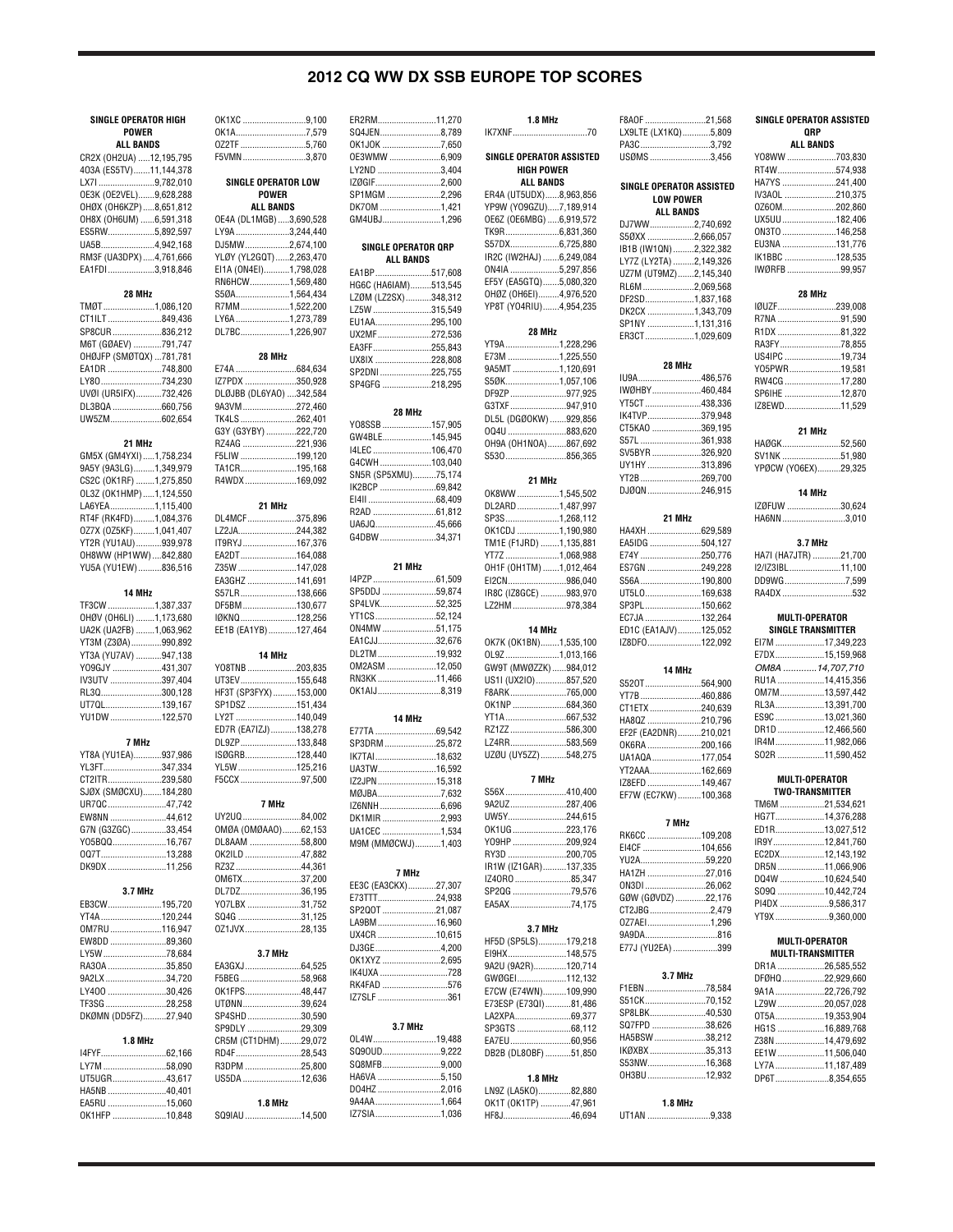# 2012 CQ WW DX SSB EUROPE TOP SCORES

### SINGLE OPERATOR HIGH POWER
### ALL BANDS

CR2X (OH2UA) .....12,195,795
4O3A (ES5TV).......11,144,378
LX7I ........................9,782,010
OE3K (OE2VEL).......9,628,288
OHØX (OH6KZP) .....8,651,812
OH8X (OH6UM) ......6,591,318
ES5RW....................5,892,597
UA5B.......................4,942,168
RM3F (UA3DPX) .....4,761,666
EA1FDI ....................3,918,846

#### 28 MHz

TMØT .....................1,086,120
CT1ILT .......................849,436
SP8CUR .....................836,212
M6T (GØAEV) ............791,747
OHØJFP (SMØTQX) ...781,781
EA1DR .......................748,800
LY8O ..........................734,230
UVØI (UR5IFX) ...........732,426
DL3BQA .....................660,756
UW5ZM.......................602,654

#### 21 MHz

GM5X (GM4YXI) .....1,758,234
9A5Y (9A3LG).........1,349,979
CS2C (OK1RF) ........1,275,850
OL3Z (OK1HMP) .....1,124,550
LA6YEA....................1,115,400
RT4F (RK4FD).........1,084,376
OZ7X (OZ5KF).........1,041,407
YT2R (YU1AU) ...........939,978
OH8WW (HP1WW) ....842,880
YU5A (YU1EW) ..........836,516

#### 14 MHz

TF3CW ...................1,387,337
OHØV (OH6LI) ........1,173,680
UA2K (UA2FB) ........1,063,962
YT3M (Z3ØA) .............990,892
YT3A (YU7AV) ...........947,138
YO9GJY .....................431,307
IV3UTV ......................397,404
RL3Q..........................300,128
UT7QL........................139,167
YU1DW ......................122,570

#### 7 MHz

YT8A (YU1EA)............937,986
YL3FT.........................347,334
CT2ITR.......................239,580
SJØX (SMØCXU)........184,280
UR7QC ........................47,742
EW8NN ........................44,612
G7N (G3ZGC) ...............33,454
YO5BQQ.......................16,767
OQ7T............................13,288
DK9DX .........................11,256

#### 3.7 MHz

EB3CW.......................195,720
YT4A .........................120,244
OM7RU ......................116,947
EW8DD ........................89,360
LY5W ...........................78,684
RA3OA .........................35,850
9A2LX ..........................34,720
LY4OO .........................30,426
TF3SG ..........................28,258
DKØMN (DD5FZ)..........27,940

#### 1.8 MHz

I4FYF............................62,166
LY7M ...........................58,090
UT5UGR.......................43,617
HA5NB .........................40,401
EA5RU .........................15,060
OK1HFP .......................10,848
OK1XC ...........................9,100
OK1A..............................7,579
OZ2TF ............................5,760
F5VMN ...........................3,870

### SINGLE OPERATOR LOW POWER
### ALL BANDS

OE4A (DL1MGB) .....3,690,528
LY9A .......................3,244,440
DJ5MW...................2,674,100
YLØY (YL2GQT) ......2,263,470
EI1A (ON4EI)...........1,798,028
RN6HCW.................1,569,480
S5ØA.......................1,564,434
R7MM .....................1,522,200
LY6A .......................1,273,789
DL7BC.....................1,226,907

#### 28 MHz

E74A ..........................684,634
IZ7PDX ......................350,928
DLØJBB (DL6YAO) .....342,584
9A3VM .......................272,460
TK4LS ........................262,401
G3Y (G3YBY) .............222,720
RZ4AG .......................221,936
F5LIW ........................199,120
TA1CR........................195,168
R4WDX ......................169,092

#### 21 MHz

DL4MCF.....................375,896
LZ2JA.........................244,382
IT9RYJ.......................167,376
EA2DT .......................164,088
Z35W .........................147,028
EA3GHZ .....................141,691
S57LR ........................138,666
DF5BM .......................130,677
IØKNQ ........................128,256
EE1B (EA1YB)............127,464

#### 14 MHz

YO8TNB .....................203,835
UT3EV .......................155,648
HF3T (SP3FYX) ..........153,000
SP1DSZ .....................151,434
LY2T ..........................140,049
ED7R (EA7IZJ)...........138,278
DL9ZP .......................133,848
ISØGRB......................128,440
YL5W .........................125,216
F5CCX .........................97,500

#### 7 MHz

UY2UQ ........................84,002
OMØA (OMØAAO)........62,153
DL8AAM ......................58,800
OK2ILD ........................47,882
RZ3Z ...........................44,361
OM6TX.........................37,200
DL7DZ..........................36,195
YO7LBX .......................31,752
SQ4G ...........................31,125
OZ1JVX........................28,135

#### 3.7 MHz

EA3GXJ........................64,525
F5BEG .........................58,968
OK1FPS........................48,447
UTØNN.........................39,624
SP4SHD .......................30,590
SP9DLY .......................29,309
CR5M (CT1DHM).........29,072
RD4F............................28,543
R3DPM ........................25,800
US5DA .........................12,636

#### 1.8 MHz

SQ9IAU ........................14,500
ER2RM.........................11,270
SQ4JEN..........................8,789
OK1JOK .........................7,650
OE3WMW ......................6,909
LY2ND ...........................3,404
IZØGIF...........................2,600
SP1MGM .......................2,296
DK7OM ..........................1,421
GM4UBJ.........................1,296

### SINGLE OPERATOR QRP
### ALL BANDS

EA1BP ........................517,608
HG6C (HA6IAM).........513,545
LZØM (LZ2SX) ...........348,312
LZ5W .........................315,549
EU1AA........................295,100
UX2MF .......................272,536
EA3FF.........................255,843
UX8IX ........................228,808
SP2DNI ......................225,755
SP4GFG .....................218,295

#### 28 MHz

YO8SSB .....................157,905
GW4BLE.....................145,945
I4LEC .........................106,470
G4CWH .....................103,040
SN5R (SP5XMU)..........75,174
IK2BCP ........................69,842
EI4II .............................68,409
R2AD ...........................61,812
UA6JQ..........................45,666
G4DBW ........................34,371

#### 21 MHz

I4PZP ...........................61,509
SP5DDJ .......................59,874
SP4LVK........................52,325
YT1CS..........................52,124
ON4MW .......................51,175
EA1CJJ........................32,676
DL2TM .........................19,932
OM2ASM .....................12,050
RN3KK .........................11,466
OK1AIJ ..........................8,319

#### 14 MHz

E77TA ..........................69,542
SP3DRM ......................25,872
IK7TAI..........................18,632
UA3TW.........................16,592
IZ2JPN.........................15,318
MØJBA...........................7,632
IZ6NNH .........................6,696
DK1MIR .........................2,993
UA1CEC .........................1,534
M9M (MMØCWJ)...........1,403

#### 7 MHz

EE3C (EA3CKX) ............27,307
E73TTT.........................24,938
SP2QOT .......................21,087
LA9BM .........................16,960
UX4CR .........................10,615
DJ3GE............................4,200
OK1XYZ .........................2,695
IK4UXA ............................728
RK4FAD ............................576
IZ7SLF ..............................361

#### 3.7 MHz

OL4W...........................19,488
SQ9OUD.........................9,222
SQ8MFB.........................9,000
HA6VA ...........................5,150
DO4HZ ...........................2,016
9A4AA ............................1,664
IZ7SIA............................1,036

#### 1.8 MHz

IK7XNF................................70

### SINGLE OPERATOR ASSISTED HIGH POWER
### ALL BANDS

ER4A (UT5UDX).......8,963,856
YP9W (YO9GZU)......7,189,914
OE6Z (OE6MBG) .....6,919,572
TK9R.......................6,831,360
S57DX.....................6,725,880
IR2C (IW2HAJ) .......6,249,084
ON4IA .....................5,297,856
EF5Y (EA5GTQ).......5,080,320
OHØZ (OH6EI).........4,976,520
YP8T (YO4RIU) .......4,954,235

#### 28 MHz

YT9A ......................1,228,296
E73M ......................1,225,550
9A5MT ...................1,120,691
S5ØK......................1,057,106
DF9ZP .......................977,925
G3TXF .......................947,910
DL5L (DGØOKW) .......929,856
OQ4U ........................883,620
OH9A (OH1NOA)........867,692
S53O .........................856,365

#### 21 MHz

OK8WW .................1,545,502
DL2ARD .................1,487,997
SP3S......................1,268,112
OK1CDJ .................1,190,980
TM1E (F1JRD) ........1,135,881
YT7Z ......................1,068,988
OH1F (OH1TM) .......1,012,464
EI2CN ........................986,040
IR8C (IZ8GCE) ..........983,970
LZ2HM .......................978,384

#### 14 MHz

OK7K (OK1BN)........1,535,100
OL9Z ......................1,013,166
GW9T (MWØZZK) .......984,012
US1I (UX2IO).............857,520
F8ARK........................765,000
OK1NP .......................684,360
YT1A ..........................667,532
RZ1ZZ ........................586,300
LZ4RR........................583,569
UZØU (UY5ZZ) ...........548,275

#### 7 MHz

S56X ..........................410,400
9A2UZ........................287,406
UW5Y.........................244,615
OK1UG .......................223,176
YO9HP .......................209,924
RY3D .........................200,705
IR1W (IZ1GAR)..........137,335
IZ4ORO .......................85,347
SP2QG ........................79,576
EA5AX..........................74,175

#### 3.7 MHz

HF5D (SP5LS)............179,218
EI9HX........................148,575
9A2U (9A2R)..............120,714
GWØGEI.....................112,132
E7CW (E74WN)..........109,990
E73ESP (E73QI) ..........81,486
LA2XPA........................69,377
SP3GTS .......................68,112
EA7EU..........................60,956
DB2B (DL8OBF) ...........51,850

#### 1.8 MHz

LN9Z (LA5KO)..............82,880
OK1T (OK1TP) .............47,961
HF8J.............................46,694
F8AOF .........................21,568
LX9LTE (LX1KQ)............5,809
PA3C..............................3,792
USØMS .........................3,456

### SINGLE OPERATOR ASSISTED LOW POWER
### ALL BANDS

DJ7WW...................2,740,692
S5ØXX ...................2,666,057
IB1B (IW1QN) .........2,322,382
LY7Z (LY2TA) .........2,149,326
UZ7M (UT9MZ).......2,145,340
RL6M ......................2,069,568
DF2SD.....................1,837,168
DK2CX ....................1,343,709
SP1NY ....................1,131,316
ER3CT.....................1,029,609

#### 28 MHz

IU9A...........................486,576
IWØHBY.....................460,484
YT5CT ........................438,336
IK4TVP.......................379,948
CT5KAO .....................369,195
S57L ..........................361,938
SV5BYR .....................326,920
UY1HY .......................313,896
YT2B ..........................269,700
DJØQN.......................246,915

#### 21 MHz

HA4XH .......................629,589
EA5IDG ......................504,127
E74Y ..........................250,776
ES7GN .......................249,228
S56A ..........................190,800
UT5LO........................169,638
SP3PL........................150,662
EC7JA ........................132,264
ED1C (EA1AJV)..........125,052
IZ8DFO.......................122,092

#### 14 MHz

S52OT........................564,900
YT7B ..........................460,886
CT1ETX ......................240,639
HA8QZ .......................210,796
EF2F (EA2DNR)..........210,021
OK6RA .......................200,166
UA1AQA.....................177,054
YT2AAA......................162,669
IZ8EFD .......................149,467
EF7W (EC7KW) ..........100,368

#### 7 MHz

RK6CC .......................109,208
EI4CF .........................104,656
YU2A............................59,220
HA1ZH .........................27,016
ON3DI ..........................26,062
GØW (GØVDZ) .............22,176
CT2JBG..........................2,479
OZ7AEI...........................1,296
9A9DA................................816
E77J (YU2EA) ...................399

#### 3.7 MHz

F1EBN ..........................78,584
S51CK..........................70,152
SP8LBK........................40,530
SQ7FPD .......................38,626
HA5BSW ......................38,212
IKØXBX ........................35,313
S53NW.........................16,368
OH3BU .........................12,932

#### 1.8 MHz

UT1AN ...........................9,338

### SINGLE OPERATOR ASSISTED QRP
### ALL BANDS

YO8WW .....................703,830
RT4W.........................574,938
HA7YS .......................241,400
IV3AOL ......................210,375
OZ6OM.......................202,860
UX5UU .......................182,406
ON3TO ......................146,258
EU3NA .......................131,776
IK1BBC ......................128,535
IWØRFB .......................99,957

#### 28 MHz

IØUZF.........................239,008
R7NA ...........................91,590
R1DX ...........................81,322
RA3FY .........................78,855
US4IPC ........................19,734
YO5PWR......................19,581
RW4CG ........................17,280
SP6IHE ........................12,870
IZ8EWD........................11,529

#### 21 MHz

HAØGK.........................52,560
SV1NK .........................51,980
YPØCW (YO6EX)..........29,325

#### 14 MHz

IZØFUW .......................30,624
HA6NN ...........................3,010

#### 3.7 MHz

HA7I (HA7JTR) ............21,700
I2/IZ3IBL......................11,100
DD9WG...........................7,599
RA4DX ..............................532

### MULTI-OPERATOR
### SINGLE TRANSMITTER

EI7M ....................17,349,223
E7DX.....................15,159,968
*OM8A ..............14,707,710*
RU1A ....................14,415,356
OM7M ...................13,597,442
RL3A.....................13,391,700
ES9C ....................13,021,360
DR1D ....................12,466,560
IR4M.....................11,982,066
SO2R ....................11,590,452

### MULTI-OPERATOR
### TWO-TRANSMITTER

TM6M ...................21,534,621
HG7T.....................14,376,288
ED1R.....................13,027,512
IR9Y......................12,841,760
EC2DX...................12,143,192
DR5N ....................11,066,906
DQ4W ...................10,624,540
SO9Q ....................10,442,724
PI4DX .....................9,586,317
YT9X .......................9,360,000

### MULTI-OPERATOR
### MULTI-TRANSMITTER

DR1A ....................26,585,552
DFØHQ..................22,929,660
9A1A .....................22,726,792
LZ9W ....................20,057,028
OT5A.....................19,353,904
HG1S ....................16,889,768
Z38N .....................14,479,692
EE1W ....................11,506,040
LY7A .....................11,187,489
DP6T.......................8,354,655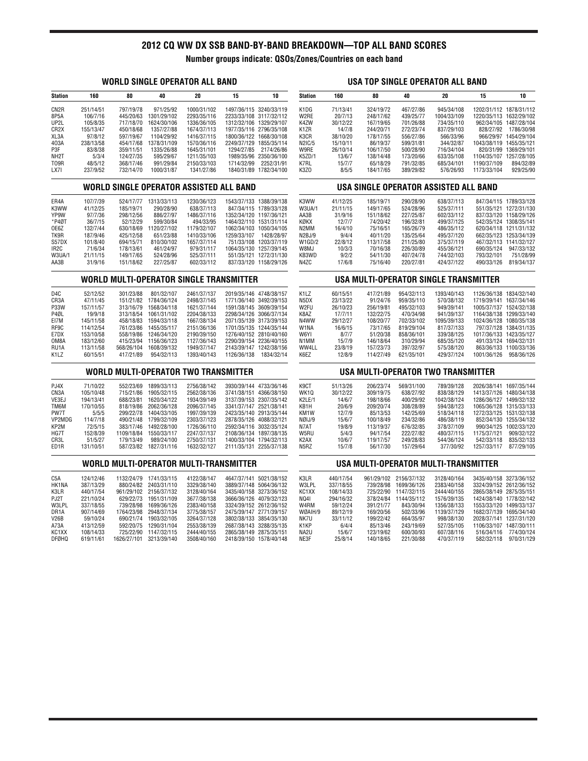## 2012 CQ WW DX SSB BAND-BY-BAND BREAKDOWN—TOP ALL BAND SCORES

**Number groups indicate: QSOs/Zones/Countries on each band**

### WORLD SINGLE OPERATOR ALL BAND

| Station | 160 | 80 | 40 | 20 | 15 | 10 |
|---|---|---|---|---|---|---|
| CN2R | 251/14/51 | 797/19/78 | 971/25/92 | 1000/31/102 | 1497/36/115 | 3240/33/119 |
| 8P5A | 106/7/16 | 445/20/63 | 1301/29/102 | 2293/35/116 | 2233/33/108 | 3117/32/112 |
| UP2L | 105/8/35 | 717/18/70 | 1624/30/106 | 1336/36/105 | 1312/32/106 | 1329/29/107 |
| CR2X | 155/13/47 | 450/18/68 | 1357/27/88 | 1674/37/113 | 1977/35/116 | 2796/35/108 |
| XL3A | 97/8/12 | 597/19/67 | 1104/29/92 | 1416/37/115 | 1800/36/122 | 1668/30/108 |
| 4O3A | 238/13/58 | 454/17/68 | 1378/31/109 | 1570/36/116 | 2249/37/129 | 1855/35/114 |
| P3F | 83/8/38 | 359/11/51 | 1335/26/88 | 1645/31/101 | 1294/27/85 | 2174/26/86 |
| NH2T | 5/3/4 | 124/27/35 | 595/29/67 | 1211/35/103 | 1989/35/96 | 2350/36/100 |
| TO9R | 48/5/12 | 368/17/46 | 991/29/84 | 2150/33/103 | 1714/32/99 | 2252/31/91 |
| LX7I | 237/9/52 | 732/14/70 | 1000/31/87 | 1341/27/86 | 1840/31/89 | 1782/34/100 |

### USA TOP SINGLE OPERATOR ALL BAND

| Station | 160 | 80 | 40 | 20 | 15 | 10 |
|---|---|---|---|---|---|---|
| K1DG | 71/13/41 | 324/19/72 | 467/27/86 | 945/34/108 | 1202/31/112 | 1878/31/112 |
| W2RE | 20/7/13 | 248/17/62 | 439/25/77 | 1004/33/109 | 1220/35/113 | 1632/29/102 |
| K4ZW | 30/12/22 | 167/19/65 | 701/26/88 | 734/35/110 | 962/34/105 | 1487/28/104 |
| K1ZR | 14/7/8 | 244/20/71 | 272/23/74 | 837/29/103 | 828/27/92 | 1786/30/98 |
| K3CR | 38/10/20 | 178/17/55 | 556/27/86 | 566/33/96 | 966/29/97 | 1454/29/104 |
| N2IC/5 | 15/10/11 | 86/19/37 | 599/31/81 | 344/32/87 | 1043/38/119 | 1455/35/121 |
| W9RE | 26/10/14 | 106/17/50 | 500/28/90 | 716/34/104 | 820/31/99 | 1369/29/101 |
| K5ZD/1 | 13/6/7 | 138/14/48 | 173/20/66 | 633/35/108 | 1104/35/107 | 1257/28/105 |
| K7RL | 15/7/7 | 65/18/29 | 791/32/85 | 685/34/101 | 1190/37/109 | 894/32/89 |
| K3ZO | 8/5/5 | 184/17/65 | 389/29/82 | 576/26/93 | 1173/33/104 | 929/25/90 |

### WORLD SINGLE OPERATOR ASSISTED ALL BAND

| Station | 160 | 80 | 40 | 20 | 15 | 10 |
|---|---|---|---|---|---|---|
| ER4A | 107/7/39 | 524/17/77 | 1313/33/113 | 1230/36/123 | 1543/37/133 | 1388/39/138 |
| K3WW | 41/12/25 | 185/19/71 | 290/28/90 | 638/37/113 | 847/34/115 | 1789/33/128 |
| YP9W | 97/7/36 | 298/12/56 | 886/27/97 | 1486/37/116 | 1352/34/120 | 1197/36/121 |
| *P4ØT | 36/7/15 | 52/12/29 | 599/30/84 | 494/33/95 | 1464/32/110 | 1531/31/114 |
| OE6Z | 132/7/44 | 630/18/69 | 1120/27/102 | 1179/32/107 | 1062/34/103 | 1050/34/105 |
| TK9R | 187/9/46 | 425/12/58 | 651/23/88 | 1410/33/106 | 1259/33/107 | 1428/28/97 |
| S57DX | 101/8/40 | 694/15/71 | 810/30/102 | 1657/37/114 | 751/33/108 | 1203/37/119 |
| IR2C | 71/6/34 | 178/13/61 | 461/24/97 | 979/31/117 | 1064/35/130 | 1257/39/145 |
| W3UA/1 | 21/11/15 | 149/17/65 | 524/28/96 | 525/37/111 | 551/35/121 | 1272/31/130 |
| AA3B | 31/9/16 | 151/18/62 | 227/25/87 | 602/33/112 | 837/33/120 | 1158/29/126 |

### USA SINGLE OPERATOR ASSISTED ALL BAND

| Station | 160 | 80 | 40 | 20 | 15 | 10 |
|---|---|---|---|---|---|---|
| K3WW | 41/12/25 | 185/19/71 | 290/28/90 | 638/37/113 | 847/34/115 | 1789/33/128 |
| W3UA/1 | 21/11/15 | 149/17/65 | 524/28/96 | 525/37/111 | 551/35/121 | 1272/31/130 |
| AA3B | 31/9/16 | 151/18/62 | 227/25/87 | 602/33/112 | 837/33/120 | 1158/29/126 |
| KØKX | 12/7/7 | 74/20/42 | 196/32/81 | 499/37/125 | 542/35/124 | 1308/35/141 |
| N2MM | 16/4/10 | 75/16/51 | 165/26/79 | 486/35/112 | 620/34/118 | 1211/31/132 |
| N2BJ/9 | 9/4/4 | 40/11/20 | 135/25/64 | 495/37/120 | 662/35/123 | 1253/34/139 |
| W1GD/2 | 22/8/12 | 113/17/58 | 211/25/80 | 375/37/119 | 467/32/113 | 1141/32/127 |
| W8MJ | 10/3/3 | 70/16/38 | 226/30/89 | 455/36/121 | 690/35/124 | 947/33/132 |
| KB3WD | 9/2/2 | 54/11/30 | 407/24/78 | 744/32/103 | 793/32/101 | 751/28/99 |
| N4ZC | 17/6/8 | 75/16/40 | 220/27/81 | 424/37/122 | 490/33/126 | 819/34/137 |

### WORLD MULTI-OPERATOR SINGLE TRANSMITTER

| Station | 160 | 80 | 40 | 20 | 15 | 10 |
|---|---|---|---|---|---|---|
| D4C | 52/12/52 | 301/23/88 | 801/32/107 | 2461/37/137 | 2019/35/146 | 4748/38/157 |
| CR3A | 47/11/45 | 151/21/82 | 1784/36/124 | 2498/37/145 | 1771/36/140 | 3492/39/153 |
| P33W | 157/11/57 | 313/16/79 | 1568/34/118 | 1621/37/144 | 1591/38/145 | 3609/39/154 |
| P4ØL | 19/9/18 | 313/18/54 | 1061/31/102 | 2204/38/133 | 2298/34/126 | 3066/37/134 |
| EI7M | 145/11/58 | 458/18/83 | 1594/33/118 | 1667/38/134 | 2071/35/139 | 3173/39/153 |
| RF9C | 114/12/54 | 761/23/86 | 1455/35/117 | 2151/36/136 | 1701/35/135 | 1244/35/144 |
| E7DX | 153/10/58 | 558/19/86 | 1246/34/120 | 2190/39/150 | 1276/40/152 | 2810/40/160 |
| OM8A | 183/12/60 | 415/23/94 | 1156/36/123 | 1127/36/143 | 2290/39/154 | 2236/40/155 |
| RU1A | 113/11/58 | 568/26/104 | 1608/39/132 | 1949/37/147 | 2143/39/147 | 1242/38/156 |
| K1LZ | 60/15/51 | 417/21/89 | 954/32/113 | 1393/40/143 | 1126/36/138 | 1834/32/14 |

### USA MULTI-OPERATOR SINGLE TRANSMITTER

| Station | 160 | 80 | 40 | 20 | 15 | 10 |
|---|---|---|---|---|---|---|
| K1LZ | 60/15/51 | 417/21/89 | 954/32/113 | 1393/40/143 | 1126/36/138 | 1834/32/140 |
| N5DX | 23/13/22 | 91/24/76 | 959/35/110 | 570/38/132 | 1719/39/141 | 1637/34/146 |
| W2FU | 26/10/23 | 256/19/81 | 495/32/103 | 949/39/141 | 1005/37/137 | 1524/32/138 |
| K8AZ | 17/7/11 | 132/22/75 | 470/34/98 | 941/39/137 | 1164/38/138 | 1299/33/140 |
| N4WW | 29/12/27 | 108/20/77 | 702/33/102 | 1095/39/133 | 1024/36/128 | 1080/35/138 |
| W1NA | 16/6/15 | 73/17/65 | 819/29/104 | 817/37/133 | 797/37/128 | 1384/31/135 |
| W6YI | 8/7/7 | 51/20/38 | 858/36/101 | 339/38/125 | 1017/36/133 | 1423/35/127 |
| N1MM | 15/7/9 | 146/18/64 | 310/29/94 | 685/35/120 | 491/33/124 | 1694/32/131 |
| WW4LL | 23/8/19 | 157/23/73 | 397/32/97 | 575/38/120 | 863/36/133 | 1100/33/136 |
| K6EZ | 12/8/9 | 114/27/49 | 621/35/101 | 429/37/124 | 1001/36/126 | 958/36/126 |

### WORLD MULTI-OPERATOR TWO TRANSMITTER

| Station | 160 | 80 | 40 | 20 | 15 | 10 |
|---|---|---|---|---|---|---|
| PJ4X | 71/10/22 | 552/23/69 | 1899/33/113 | 2756/38/142 | 3930/39/144 | 4733/36/146 |
| CN3A | 105/10/48 | 715/21/86 | 1905/32/115 | 2562/38/136 | 3741/38/151 | 4366/38/150 |
| VE3EJ | 194/13/41 | 688/23/81 | 1620/34/122 | 1934/39/149 | 3137/39/153 | 2307/35/142 |
| TM6M | 170/10/55 | 818/19/86 | 2062/36/128 | 2096/37/145 | 3341/37/147 | 2521/38/141 |
| PW7T | 5/5/5 | 299/22/78 | 1404/33/105 | 1997/39/139 | 2423/35/140 | 2913/35/144 |
| VP2MDG | 114/7/18 | 490/21/48 | 1799/32/109 | 2303/37/123 | 2878/35/126 | 4088/32/121 |
| KP2M | 72/5/15 | 383/17/46 | 1492/28/100 | 1726/36/110 | 2592/34/116 | 3032/35/124 |
| HG7T | 152/8/39 | 1109/18/84 | 1550/33/117 | 2247/37/137 | 2108/36/134 | 1897/38/135 |
| CR3L | 51/5/27 | 179/13/49 | 989/24/100 | 2750/37/131 | 1400/33/104 | 1794/32/113 |
| ED1R | 131/10/51 | 587/23/82 | 1827/31/116 | 1632/32/127 | 2111/35/131 | 2255/37/138 |

### USA MULTI-OPERATOR TWO TRANSMITTER

| Station | 160 | 80 | 40 | 20 | 15 | 10 |
|---|---|---|---|---|---|---|
| K9CT | 51/13/26 | 206/23/74 | 569/31/100 | 789/39/128 | 2026/38/141 | 1697/35/144 |
| WK1Q | 30/12/22 | 309/19/75 | 638/27/92 | 838/38/129 | 1413/37/126 | 1480/34/138 |
| K2LE/1 | 14/6/7 | 198/18/66 | 400/29/92 | 1042/38/124 | 1286/36/127 | 1499/32/132 |
| KB1H | 20/6/9 | 209/20/74 | 308/28/89 | 594/38/123 | 1065/36/128 | 1315/33/133 |
| KM1W | 12/7/9 | 85/13/53 | 142/25/69 | 518/34/118 | 1272/33/125 | 1531/32/138 |
| NØIJ/9 | 15/6/7 | 100/18/49 | 234/32/86 | 486/38/119 | 852/34/130 | 1255/34/132 |
| N7AT | 19/8/9 | 113/19/37 | 676/32/85 | 378/37/109 | 990/34/125 | 1002/33/120 |
| W5RU | 5/4/3 | 94/17/54 | 222/27/82 | 480/37/115 | 1175/37/121 | 909/32/122 |
| K2AX | 10/6/7 | 119/17/57 | 249/28/83 | 544/36/124 | 542/33/118 | 835/32/133 |
| N5RZ | 15/7/8 | 56/17/30 | 157/29/64 | 377/30/92 | 1257/33/117 | 877/29/105 |

### WORLD MULTI-OPERATOR MULTI-TRANSMITTER

| Station | 160 | 80 | 40 | 20 | 15 | 10 |
|---|---|---|---|---|---|---|
| C5A | 124/12/46 | 1132/24/79 | 1741/33/115 | 4122/38/147 | 4647/37/141 | 5021/38/152 |
| HK1NA | 387/13/29 | 880/24/82 | 2403/31/110 | 3329/38/140 | 3889/37/148 | 5064/36/132 |
| K3LR | 440/17/54 | 961/29/102 | 2156/37/132 | 3128/40/164 | 3435/40/158 | 3273/36/152 |
| PJ2T | 221/10/24 | 629/22/73 | 1951/31/109 | 3677/38/138 | 3666/36/126 | 4079/32/123 |
| W3PLL | 337/18/55 | 739/28/98 | 1699/36/126 | 2383/40/158 | 3324/39/152 | 2612/36/152 |
| DR1A | 907/14/69 | 1764/23/98 | 2948/37/134 | 3775/38/157 | 2475/39/147 | 2771/39/157 |
| V26B | 59/10/24 | 690/21/74 | 1903/32/105 | 3264/37/128 | 3802/38/133 | 3854/35/130 |
| A73A | 413/12/59 | 592/20/75 | 1290/31/104 | 2553/38/139 | 2687/38/143 | 3288/35/135 |
| KC1XX | 108/14/33 | 725/22/90 | 1147/32/115 | 2444/40/155 | 2865/38/149 | 2875/35/151 |
| DFØHQ | 619/11/61 | 1626/27/101 | 3213/39/140 | 3508/40/160 | 2418/39/150 | 1578/40/148 |

### USA MULTI-OPERATOR MULTI-TRANSMITTER

| Station | 160 | 80 | 40 | 20 | 15 | 10 |
|---|---|---|---|---|---|---|
| K3LR | 440/17/54 | 961/29/102 | 2156/37/132 | 3128/40/164 | 3435/40/158 | 3273/36/152 |
| W3PLL | 337/18/55 | 739/28/98 | 1699/36/126 | 2383/40/158 | 3324/39/152 | 2612/36/152 |
| KC1XX | 108/14/33 | 725/22/90 | 1147/32/115 | 2444/40/155 | 2865/38/149 | 2875/35/151 |
| NQ4I | 294/16/32 | 378/24/84 | 1144/35/112 | 1576/39/135 | 1424/38/140 | 1778/32/142 |
| W4RM | 59/12/24 | 391/21/77 | 843/30/94 | 1356/38/133 | 1553/33/120 | 1499/33/137 |
| WØAIH/9 | 89/12/19 | 169/20/56 | 502/33/96 | 1139/37/129 | 1682/37/139 | 1695/34/140 |
| NK7U | 33/11/12 | 199/22/42 | 664/35/97 | 998/38/130 | 2028/37/141 | 1237/31/120 |
| K1KP | 6/4/4 | 85/13/46 | 243/19/69 | 527/35/105 | 1106/33/107 | 1487/30/111 |
| NA2U | 15/6/7 | 123/19/62 | 600/30/93 | 607/38/116 | 516/34/116 | 774/30/124 |
| NE3F | 25/8/14 | 140/18/65 | 221/30/88 | 470/37/119 | 582/32/118 | 970/31/129 |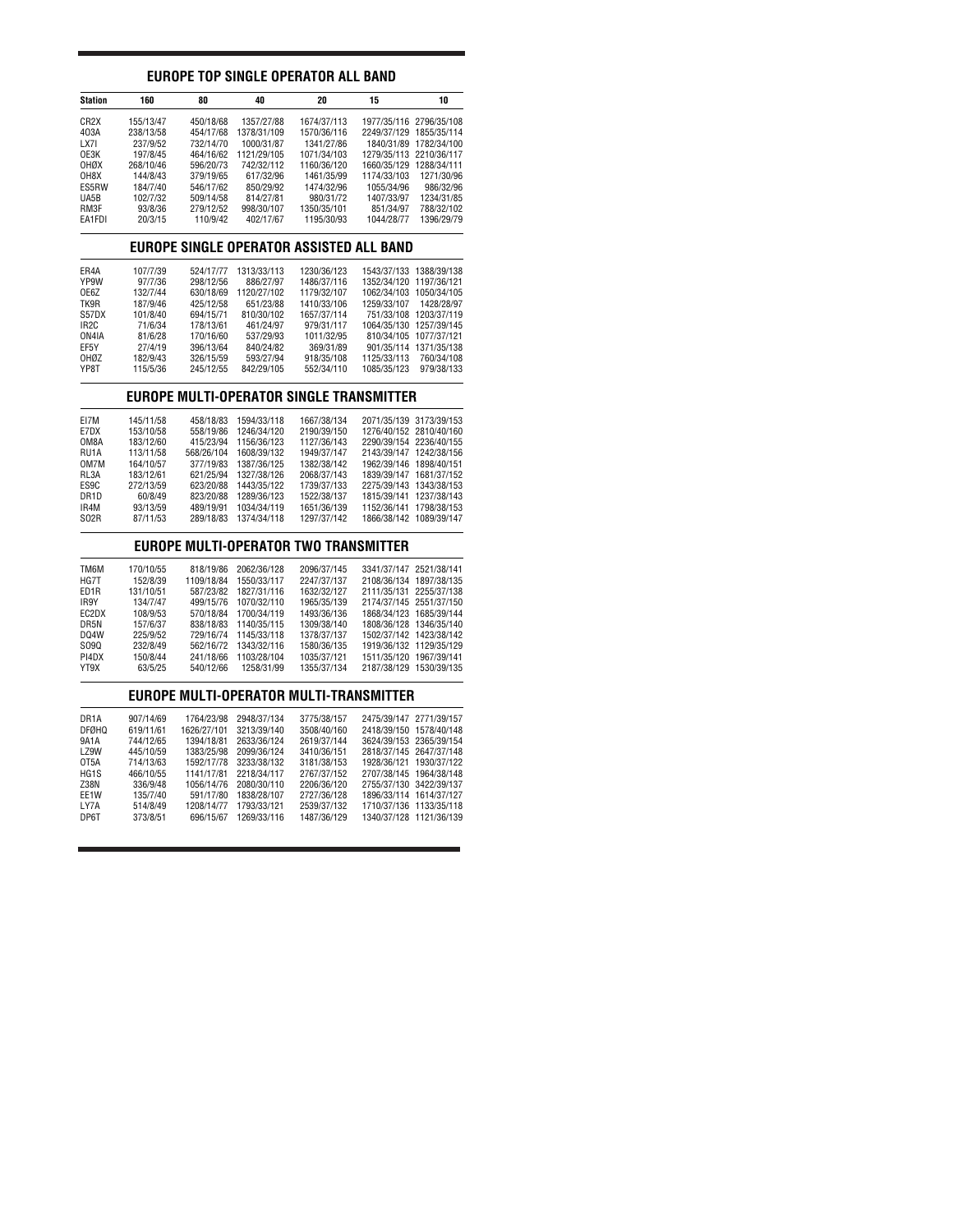## EUROPE TOP SINGLE OPERATOR ALL BAND

| Station | 160 | 80 | 40 | 20 | 15 | 10 |
|---|---|---|---|---|---|---|
| CR2X | 155/13/47 | 450/18/68 | 1357/27/88 | 1674/37/113 | 1977/35/116 | 2796/35/108 |
| 4O3A | 238/13/58 | 454/17/68 | 1378/31/109 | 1570/36/116 | 2249/37/129 | 1855/35/114 |
| LX7I | 237/9/52 | 732/14/70 | 1000/31/87 | 1341/27/86 | 1840/31/89 | 1782/34/100 |
| OE3K | 197/8/45 | 464/16/62 | 1121/29/105 | 1071/34/103 | 1279/35/113 | 2210/36/117 |
| OHØX | 268/10/46 | 596/20/73 | 742/32/112 | 1160/36/120 | 1660/35/129 | 1288/34/111 |
| OH8X | 144/8/43 | 379/19/65 | 617/32/96 | 1461/35/99 | 1174/33/103 | 1271/30/96 |
| ES5RW | 184/7/40 | 546/17/62 | 850/29/92 | 1474/32/96 | 1055/34/96 | 986/32/96 |
| UA5B | 102/7/32 | 509/14/58 | 814/27/81 | 980/31/72 | 1407/33/97 | 1234/31/85 |
| RM3F | 93/8/36 | 279/12/52 | 998/30/107 | 1350/35/101 | 851/34/97 | 788/32/102 |
| EA1FDI | 20/3/15 | 110/9/42 | 402/17/67 | 1195/30/93 | 1044/28/77 | 1396/29/79 |

## EUROPE SINGLE OPERATOR ASSISTED ALL BAND

| Station | 160 | 80 | 40 | 20 | 15 | 10 |
|---|---|---|---|---|---|---|
| ER4A | 107/7/39 | 524/17/77 | 1313/33/113 | 1230/36/123 | 1543/37/133 | 1388/39/138 |
| YP9W | 97/7/36 | 298/12/56 | 886/27/97 | 1486/37/116 | 1352/34/120 | 1197/36/121 |
| OE6Z | 132/7/44 | 630/18/69 | 1120/27/102 | 1179/32/107 | 1062/34/103 | 1050/34/105 |
| TK9R | 187/9/46 | 425/12/58 | 651/23/88 | 1410/33/106 | 1259/33/107 | 1428/28/97 |
| S57DX | 101/8/40 | 694/15/71 | 810/30/102 | 1657/37/114 | 751/33/108 | 1203/37/119 |
| IR2C | 71/6/34 | 178/13/61 | 461/24/97 | 979/31/117 | 1064/35/130 | 1257/39/145 |
| ON4IA | 81/6/28 | 170/16/60 | 537/29/93 | 1011/32/95 | 810/34/105 | 1077/37/121 |
| EF5Y | 27/4/19 | 396/13/64 | 840/24/82 | 369/31/89 | 901/35/114 | 1371/35/138 |
| OHØZ | 182/9/43 | 326/15/59 | 593/27/94 | 918/35/108 | 1125/33/113 | 760/34/108 |
| YP8T | 115/5/36 | 245/12/55 | 842/29/105 | 552/34/110 | 1085/35/123 | 979/38/133 |

## EUROPE MULTI-OPERATOR SINGLE TRANSMITTER

| Station | 160 | 80 | 40 | 20 | 15 | 10 |
|---|---|---|---|---|---|---|
| EI7M | 145/11/58 | 458/18/83 | 1594/33/118 | 1667/38/134 | 2071/35/139 | 3173/39/153 |
| E7DX | 153/10/58 | 558/19/86 | 1246/34/120 | 2190/39/150 | 1276/40/152 | 2810/40/160 |
| OM8A | 183/12/60 | 415/23/94 | 1156/36/123 | 1127/36/143 | 2290/39/154 | 2236/40/155 |
| RU1A | 113/11/58 | 568/26/104 | 1608/39/132 | 1949/37/147 | 2143/39/147 | 1242/38/156 |
| OM7M | 164/10/57 | 377/19/83 | 1387/36/125 | 1382/38/142 | 1962/39/146 | 1898/40/151 |
| RL3A | 183/12/61 | 621/25/94 | 1327/38/126 | 2068/37/143 | 1839/39/147 | 1681/37/152 |
| ES9C | 272/13/59 | 623/20/88 | 1443/35/122 | 1739/37/133 | 2275/39/143 | 1343/38/153 |
| DR1D | 60/8/49 | 823/20/88 | 1289/36/123 | 1522/38/137 | 1815/39/141 | 1237/38/143 |
| IR4M | 93/13/59 | 489/19/91 | 1034/34/119 | 1651/36/139 | 1152/36/141 | 1798/38/153 |
| SO2R | 87/11/53 | 289/18/83 | 1374/34/118 | 1297/37/142 | 1866/38/142 | 1089/39/147 |

## EUROPE MULTI-OPERATOR TWO TRANSMITTER

| Station | 160 | 80 | 40 | 20 | 15 | 10 |
|---|---|---|---|---|---|---|
| TM6M | 170/10/55 | 818/19/86 | 2062/36/128 | 2096/37/145 | 3341/37/147 | 2521/38/141 |
| HG7T | 152/8/39 | 1109/18/84 | 1550/33/117 | 2247/37/137 | 2108/36/134 | 1897/38/135 |
| ED1R | 131/10/51 | 587/23/82 | 1827/31/116 | 1632/32/127 | 2111/35/131 | 2255/37/138 |
| IR9Y | 134/7/47 | 499/15/76 | 1070/32/110 | 1965/35/139 | 2174/37/145 | 2551/37/150 |
| EC2DX | 108/9/53 | 570/18/84 | 1700/34/119 | 1493/36/136 | 1868/34/123 | 1685/39/144 |
| DR5N | 157/6/37 | 838/18/83 | 1140/35/115 | 1309/38/140 | 1808/36/128 | 1346/35/140 |
| DQ4W | 225/9/52 | 729/16/74 | 1145/33/118 | 1378/37/137 | 1502/37/142 | 1423/38/142 |
| SO9Q | 232/8/49 | 562/16/72 | 1343/32/116 | 1580/36/135 | 1919/36/132 | 1129/35/129 |
| PI4DX | 150/8/44 | 241/18/66 | 1103/28/104 | 1035/37/121 | 1511/35/120 | 1967/39/141 |
| YT9X | 63/5/25 | 540/12/66 | 1258/31/99 | 1355/37/134 | 2187/38/129 | 1530/39/135 |

## EUROPE MULTI-OPERATOR MULTI-TRANSMITTER

| Station | 160 | 80 | 40 | 20 | 15 | 10 |
|---|---|---|---|---|---|---|
| DR1A | 907/14/69 | 1764/23/98 | 2948/37/134 | 3775/38/157 | 2475/39/147 | 2771/39/157 |
| DFØHQ | 619/11/61 | 1626/27/101 | 3213/39/140 | 3508/40/160 | 2418/39/150 | 1578/40/148 |
| 9A1A | 744/12/65 | 1394/18/81 | 2633/36/124 | 2619/37/144 | 3624/39/153 | 2365/39/154 |
| LZ9W | 445/10/59 | 1383/25/98 | 2099/36/124 | 3410/36/151 | 2818/37/145 | 2647/37/148 |
| OT5A | 714/13/63 | 1592/17/78 | 3233/38/132 | 3181/38/153 | 1928/36/121 | 1930/37/122 |
| HG1S | 466/10/55 | 1141/17/81 | 2218/34/117 | 2767/37/152 | 2707/38/145 | 1964/38/148 |
| Z38N | 336/9/48 | 1056/14/76 | 2080/30/110 | 2206/36/120 | 2755/37/130 | 3422/39/137 |
| EE1W | 135/7/40 | 591/17/80 | 1838/28/107 | 2727/36/128 | 1896/33/114 | 1614/37/127 |
| LY7A | 514/8/49 | 1208/14/77 | 1793/33/121 | 2539/37/132 | 1710/37/136 | 1133/35/118 |
| DP6T | 373/8/51 | 696/15/67 | 1269/33/116 | 1487/36/129 | 1340/37/128 | 1121/36/139 |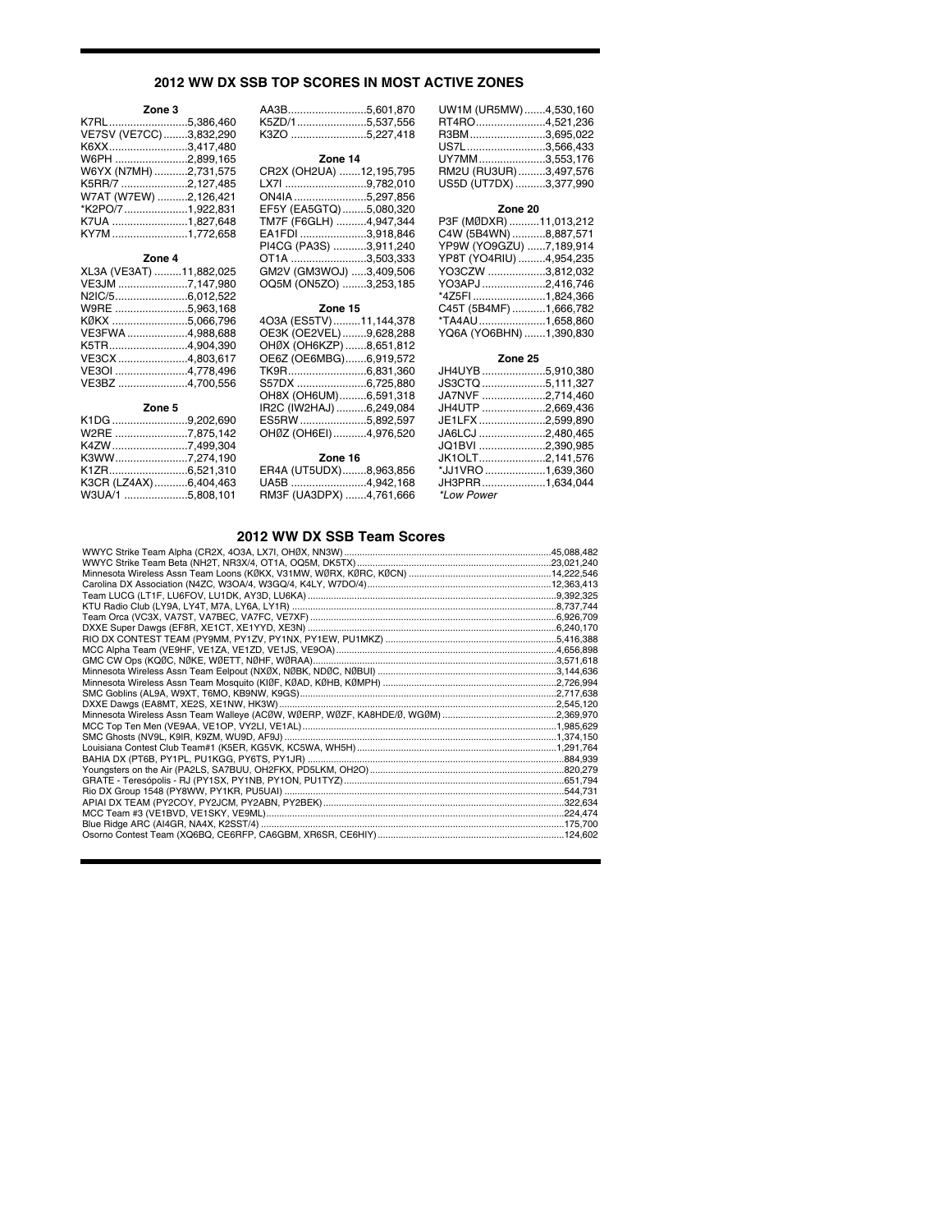## 2012 WW DX SSB TOP SCORES IN MOST ACTIVE ZONES

### Zone 3

| | |
|---|---|
| K7RL | 5,386,460 |
| VE7SV (VE7CC) | 3,832,290 |
| K6XX | 3,417,480 |
| W6PH | 2,899,165 |
| W6YX (N7MH) | 2,731,575 |
| K5RR/7 | 2,127,485 |
| W7AT (W7EW) | 2,126,421 |
| *K2PO/7 | 1,922,831 |
| K7UA | 1,827,648 |
| KY7M | 1,772,658 |

### Zone 4

| | |
|---|---|
| XL3A (VE3AT) | 11,882,025 |
| VE3JM | 7,147,980 |
| N2IC/5 | 6,012,522 |
| W9RE | 5,963,168 |
| KØKX | 5,066,796 |
| VE3FWA | 4,988,688 |
| K5TR | 4,904,390 |
| VE3CX | 4,803,617 |
| VE3OI | 4,778,496 |
| VE3BZ | 4,700,556 |

### Zone 5

| | |
|---|---|
| K1DG | 9,202,690 |
| W2RE | 7,875,142 |
| K4ZW | 7,499,304 |
| K3WW | 7,274,190 |
| K1ZR | 6,521,310 |
| K3CR (LZ4AX) | 6,404,463 |
| W3UA/1 | 5,808,101 |
| AA3B | 5,601,870 |
| K5ZD/1 | 5,537,556 |
| K3ZO | 5,227,418 |

### Zone 14

| | |
|---|---|
| CR2X (OH2UA) | 12,195,795 |
| LX7I | 9,782,010 |
| ON4IA | 5,297,856 |
| EF5Y (EA5GTQ) | 5,080,320 |
| TM7F (F6GLH) | 4,947,344 |
| EA1FDI | 3,918,846 |
| PI4CG (PA3S) | 3,911,240 |
| OT1A | 3,503,333 |
| GM2V (GM3WOJ) | 3,409,506 |
| OQ5M (ON5ZO) | 3,253,185 |

### Zone 15

| | |
|---|---|
| 4O3A (ES5TV) | 11,144,378 |
| OE3K (OE2VEL) | 9,628,288 |
| OHØX (OH6KZP) | 8,651,812 |
| OE6Z (OE6MBG) | 6,919,572 |
| TK9R | 6,831,360 |
| S57DX | 6,725,880 |
| OH8X (OH6UM) | 6,591,318 |
| IR2C (IW2HAJ) | 6,249,084 |
| ES5RW | 5,892,597 |
| OHØZ (OH6EI) | 4,976,520 |

### Zone 16

| | |
|---|---|
| ER4A (UT5UDX) | 8,963,856 |
| UA5B | 4,942,168 |
| RM3F (UA3DPX) | 4,761,666 |
| UW1M (UR5MW) | 4,530,160 |
| RT4RO | 4,521,236 |
| R3BM | 3,695,022 |
| US7L | 3,566,433 |
| UY7MM | 3,553,176 |
| RM2U (RU3UR) | 3,497,576 |
| US5D (UT7DX) | 3,377,990 |

### Zone 20

| | |
|---|---|
| P3F (MØDXR) | 11,013,212 |
| C4W (5B4WN) | 8,887,571 |
| YP9W (YO9GZU) | 7,189,914 |
| YP8T (YO4RIU) | 4,954,235 |
| YO3CZW | 3,812,032 |
| YO3APJ | 2,416,746 |
| *4Z5FI | 1,824,366 |
| C45T (5B4MF) | 1,666,782 |
| *TA4AU | 1,658,860 |
| YQ6A (YO6BHN) | 1,390,830 |

### Zone 25

| | |
|---|---|
| JH4UYB | 5,910,380 |
| JS3CTQ | 5,111,327 |
| JA7NVF | 2,714,460 |
| JH4UTP | 2,669,436 |
| JE1LFX | 2,599,890 |
| JA6LCJ | 2,480,465 |
| JQ1BVI | 2,390,985 |
| JK1OLT | 2,141,576 |
| *JJ1VRO | 1,639,360 |
| JH3PRR | 1,634,044 |

*\*Low Power*

## 2012 WW DX SSB Team Scores

| | |
|---|---|
| WWYC Strike Team Alpha (CR2X, 4O3A, LX7I, OHØX, NN3W) | 45,088,482 |
| WWYC Strike Team Beta (NH2T, NR3X/4, OT1A, OQ5M, DK5TX) | 23,021,240 |
| Minnesota Wireless Assn Team Loons (KØKX, V31MW, WØRX, KØRC, KØCN) | 14,222,546 |
| Carolina DX Association (N4ZC, W3OA/4, W3GQ/4, K4LY, W7DO/4) | 12,363,413 |
| Team LUCG (LT1F, LU6FOV, LU1DK, AY3D, LU6KA) | 9,392,325 |
| KTU Radio Club (LY9A, LY4T, M7A, LY6A, LY1R) | 8,737,744 |
| Team Orca (VC3X, VA7ST, VA7BEC, VA7FC, VE7XF) | 6,926,709 |
| DXXE Super Dawgs (EF8R, XE1CT, XE1YYD, XE3N) | 6,240,170 |
| RIO DX CONTEST TEAM (PY9MM, PY1ZV, PY1NX, PY1EW, PU1MKZ) | 5,416,388 |
| MCC Alpha Team (VE9HF, VE1ZA, VE1ZD, VE1JS, VE9OA) | 4,656,898 |
| GMC CW Ops (KQØC, NØKE, WØETT, NØHF, WØRAA) | 3,571,618 |
| Minnesota Wireless Assn Team Eelpout (NXØX, NØBK, NDØC, NØBUI) | 3,144,636 |
| Minnesota Wireless Assn Team Mosquito (KIØF, KØAD, KØHB, KØMPH) | 2,726,994 |
| SMC Goblins (AL9A, W9XT, T6MO, KB9NW, K9GS) | 2,717,638 |
| DXXE Dawgs (EA8MT, XE2S, XE1NW, HK3W) | 2,545,120 |
| Minnesota Wireless Assn Team Walleye (ACØW, WØERP, WØZF, KA8HDE/Ø, WGØM) | 2,369,970 |
| MCC Top Ten Men (VE9AA, VE1OP, VY2LI, VE1AL) | 1,985,629 |
| SMC Ghosts (NV9L, K9IR, K9ZM, WU9D, AF9J) | 1,374,150 |
| Louisiana Contest Club Team#1 (K5ER, KG5VK, KC5WA, WH5H) | 1,291,764 |
| BAHIA DX (PT6B, PY1PL, PU1KGG, PY6TS, PY1JR) | 884,939 |
| Youngsters on the Air (PA2LS, SA7BUU, OH2FKX, PD5LKM, OH2O) | 820,279 |
| GRATE - Teresópolis - RJ (PY1SX, PY1NB, PY1ON, PU1TYZ) | 651,794 |
| Rio DX Group 1548 (PY8WW, PY1KR, PU5UAI) | 544,731 |
| APIAI DX TEAM (PY2COY, PY2JCM, PY2ABN, PY2BEK) | 322,634 |
| MCC Team #3 (VE1BVD, VE1SKY, VE9ML) | 224,474 |
| Blue Ridge ARC (AI4GR, NA4X, K2SST/4) | 175,700 |
| Osorno Contest Team (XQ6BQ, CE6RFP, CA6GBM, XR6SR, CE6HIY) | 124,602 |